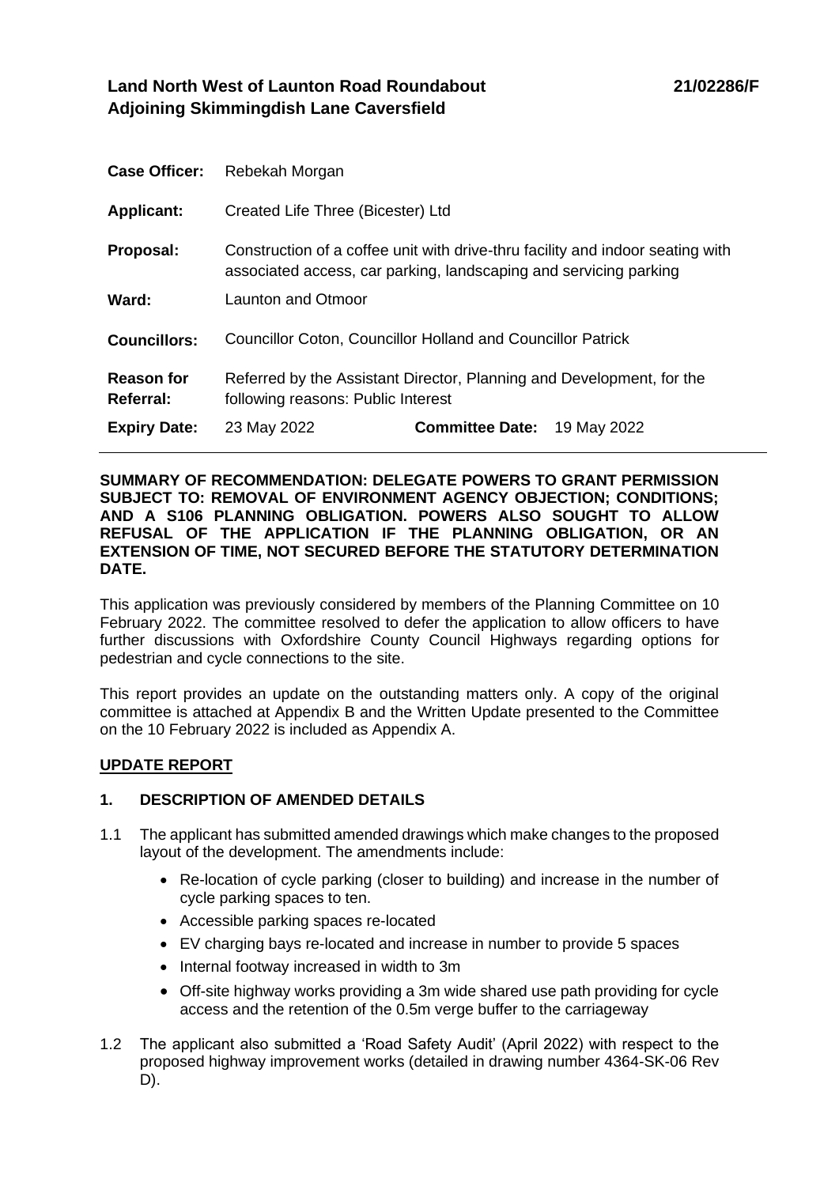**Land North West of Launton Road Roundabout Adjoining Skimmingdish Lane Caversfield** **21/02286/F**

| | | | |
|---|---|---|---|
| **Case Officer:** | Rebekah Morgan | | |
| **Applicant:** | Created Life Three (Bicester) Ltd | | |
| **Proposal:** | Construction of a coffee unit with drive-thru facility and indoor seating with associated access, car parking, landscaping and servicing parking | | |
| **Ward:** | Launton and Otmoor | | |
| **Councillors:** | Councillor Coton, Councillor Holland and Councillor Patrick | | |
| **Reason for Referral:** | Referred by the Assistant Director, Planning and Development, for the following reasons: Public Interest | | |
| **Expiry Date:** | 23 May 2022 | **Committee Date:** | 19 May 2022 |

**SUMMARY OF RECOMMENDATION: DELEGATE POWERS TO GRANT PERMISSION SUBJECT TO: REMOVAL OF ENVIRONMENT AGENCY OBJECTION; CONDITIONS; AND A S106 PLANNING OBLIGATION. POWERS ALSO SOUGHT TO ALLOW REFUSAL OF THE APPLICATION IF THE PLANNING OBLIGATION, OR AN EXTENSION OF TIME, NOT SECURED BEFORE THE STATUTORY DETERMINATION DATE.**

This application was previously considered by members of the Planning Committee on 10 February 2022. The committee resolved to defer the application to allow officers to have further discussions with Oxfordshire County Council Highways regarding options for pedestrian and cycle connections to the site.

This report provides an update on the outstanding matters only. A copy of the original committee is attached at Appendix B and the Written Update presented to the Committee on the 10 February 2022 is included as Appendix A.

## UPDATE REPORT

### 1. DESCRIPTION OF AMENDED DETAILS

1.1 The applicant has submitted amended drawings which make changes to the proposed layout of the development. The amendments include:

- Re-location of cycle parking (closer to building) and increase in the number of cycle parking spaces to ten.
- Accessible parking spaces re-located
- EV charging bays re-located and increase in number to provide 5 spaces
- Internal footway increased in width to 3m
- Off-site highway works providing a 3m wide shared use path providing for cycle access and the retention of the 0.5m verge buffer to the carriageway

1.2 The applicant also submitted a 'Road Safety Audit' (April 2022) with respect to the proposed highway improvement works (detailed in drawing number 4364-SK-06 Rev D).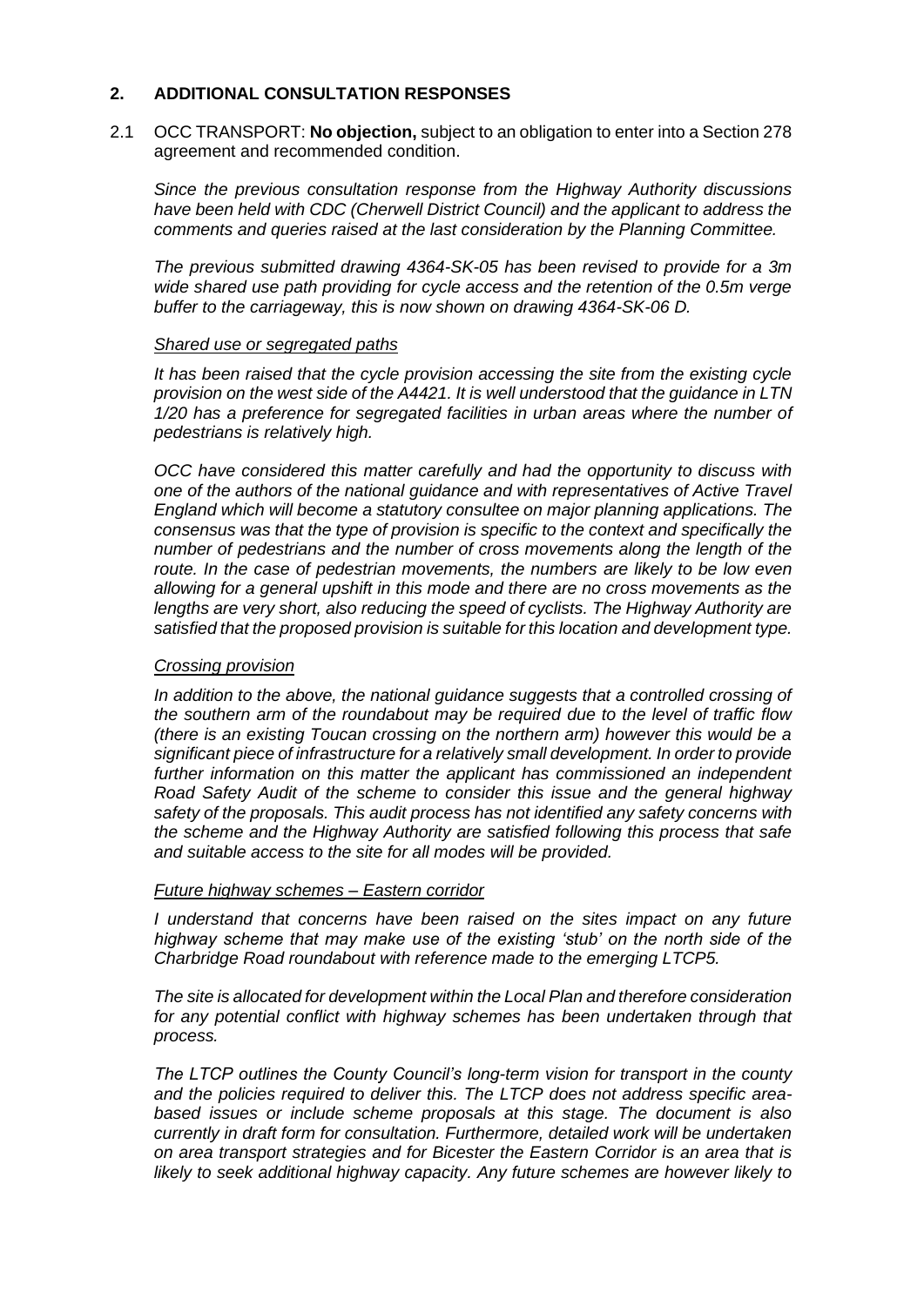## 2. ADDITIONAL CONSULTATION RESPONSES

2.1 OCC TRANSPORT: **No objection,** subject to an obligation to enter into a Section 278 agreement and recommended condition.

*Since the previous consultation response from the Highway Authority discussions have been held with CDC (Cherwell District Council) and the applicant to address the comments and queries raised at the last consideration by the Planning Committee.*

*The previous submitted drawing 4364-SK-05 has been revised to provide for a 3m wide shared use path providing for cycle access and the retention of the 0.5m verge buffer to the carriageway, this is now shown on drawing 4364-SK-06 D.*

*<u>Shared use or segregated paths</u>*

*It has been raised that the cycle provision accessing the site from the existing cycle provision on the west side of the A4421. It is well understood that the guidance in LTN 1/20 has a preference for segregated facilities in urban areas where the number of pedestrians is relatively high.*

*OCC have considered this matter carefully and had the opportunity to discuss with one of the authors of the national guidance and with representatives of Active Travel England which will become a statutory consultee on major planning applications. The consensus was that the type of provision is specific to the context and specifically the number of pedestrians and the number of cross movements along the length of the route. In the case of pedestrian movements, the numbers are likely to be low even allowing for a general upshift in this mode and there are no cross movements as the lengths are very short, also reducing the speed of cyclists. The Highway Authority are satisfied that the proposed provision is suitable for this location and development type.*

*<u>Crossing provision</u>*

*In addition to the above, the national guidance suggests that a controlled crossing of the southern arm of the roundabout may be required due to the level of traffic flow (there is an existing Toucan crossing on the northern arm) however this would be a significant piece of infrastructure for a relatively small development. In order to provide further information on this matter the applicant has commissioned an independent Road Safety Audit of the scheme to consider this issue and the general highway safety of the proposals. This audit process has not identified any safety concerns with the scheme and the Highway Authority are satisfied following this process that safe and suitable access to the site for all modes will be provided.*

*<u>Future highway schemes – Eastern corridor</u>*

*I understand that concerns have been raised on the sites impact on any future highway scheme that may make use of the existing 'stub' on the north side of the Charbridge Road roundabout with reference made to the emerging LTCP5.*

*The site is allocated for development within the Local Plan and therefore consideration for any potential conflict with highway schemes has been undertaken through that process.*

*The LTCP outlines the County Council's long-term vision for transport in the county and the policies required to deliver this. The LTCP does not address specific area-based issues or include scheme proposals at this stage. The document is also currently in draft form for consultation. Furthermore, detailed work will be undertaken on area transport strategies and for Bicester the Eastern Corridor is an area that is likely to seek additional highway capacity. Any future schemes are however likely to*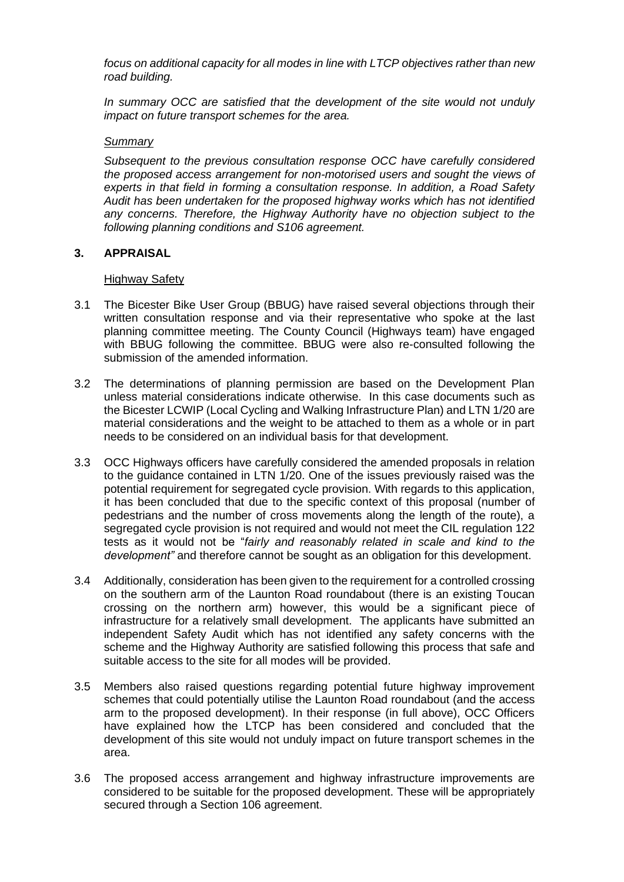*focus on additional capacity for all modes in line with LTCP objectives rather than new road building.*

*In summary OCC are satisfied that the development of the site would not unduly impact on future transport schemes for the area.*

*Summary*

*Subsequent to the previous consultation response OCC have carefully considered the proposed access arrangement for non-motorised users and sought the views of experts in that field in forming a consultation response. In addition, a Road Safety Audit has been undertaken for the proposed highway works which has not identified any concerns. Therefore, the Highway Authority have no objection subject to the following planning conditions and S106 agreement.*

## 3. APPRAISAL

Highway Safety

3.1 The Bicester Bike User Group (BBUG) have raised several objections through their written consultation response and via their representative who spoke at the last planning committee meeting. The County Council (Highways team) have engaged with BBUG following the committee. BBUG were also re-consulted following the submission of the amended information.

3.2 The determinations of planning permission are based on the Development Plan unless material considerations indicate otherwise. In this case documents such as the Bicester LCWIP (Local Cycling and Walking Infrastructure Plan) and LTN 1/20 are material considerations and the weight to be attached to them as a whole or in part needs to be considered on an individual basis for that development.

3.3 OCC Highways officers have carefully considered the amended proposals in relation to the guidance contained in LTN 1/20. One of the issues previously raised was the potential requirement for segregated cycle provision. With regards to this application, it has been concluded that due to the specific context of this proposal (number of pedestrians and the number of cross movements along the length of the route), a segregated cycle provision is not required and would not meet the CIL regulation 122 tests as it would not be "*fairly and reasonably related in scale and kind to the development"* and therefore cannot be sought as an obligation for this development.

3.4 Additionally, consideration has been given to the requirement for a controlled crossing on the southern arm of the Launton Road roundabout (there is an existing Toucan crossing on the northern arm) however, this would be a significant piece of infrastructure for a relatively small development. The applicants have submitted an independent Safety Audit which has not identified any safety concerns with the scheme and the Highway Authority are satisfied following this process that safe and suitable access to the site for all modes will be provided.

3.5 Members also raised questions regarding potential future highway improvement schemes that could potentially utilise the Launton Road roundabout (and the access arm to the proposed development). In their response (in full above), OCC Officers have explained how the LTCP has been considered and concluded that the development of this site would not unduly impact on future transport schemes in the area.

3.6 The proposed access arrangement and highway infrastructure improvements are considered to be suitable for the proposed development. These will be appropriately secured through a Section 106 agreement.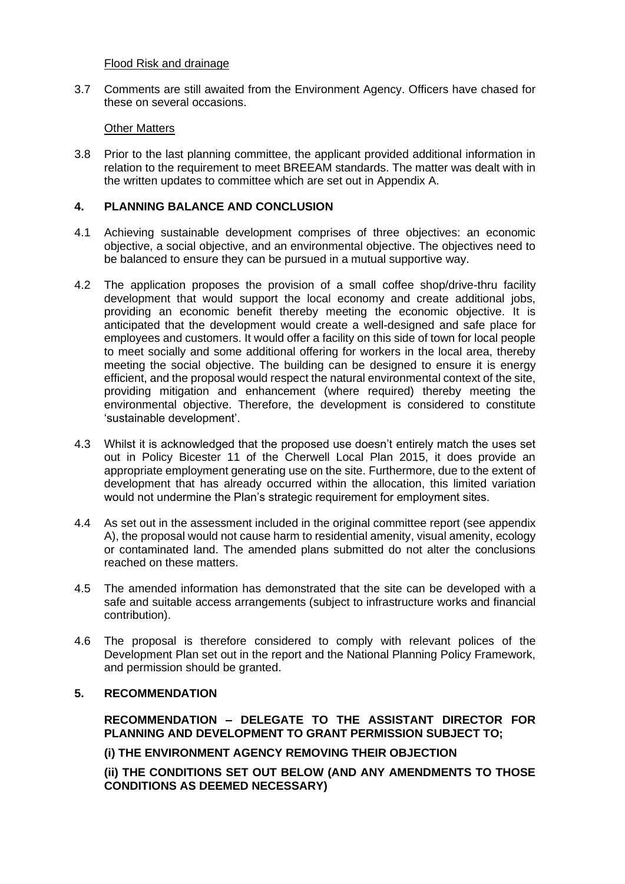Flood Risk and drainage

3.7 Comments are still awaited from the Environment Agency. Officers have chased for these on several occasions.

Other Matters

3.8 Prior to the last planning committee, the applicant provided additional information in relation to the requirement to meet BREEAM standards. The matter was dealt with in the written updates to committee which are set out in Appendix A.

## 4. PLANNING BALANCE AND CONCLUSION

4.1 Achieving sustainable development comprises of three objectives: an economic objective, a social objective, and an environmental objective. The objectives need to be balanced to ensure they can be pursued in a mutual supportive way.

4.2 The application proposes the provision of a small coffee shop/drive-thru facility development that would support the local economy and create additional jobs, providing an economic benefit thereby meeting the economic objective. It is anticipated that the development would create a well-designed and safe place for employees and customers. It would offer a facility on this side of town for local people to meet socially and some additional offering for workers in the local area, thereby meeting the social objective. The building can be designed to ensure it is energy efficient, and the proposal would respect the natural environmental context of the site, providing mitigation and enhancement (where required) thereby meeting the environmental objective. Therefore, the development is considered to constitute 'sustainable development'.

4.3 Whilst it is acknowledged that the proposed use doesn't entirely match the uses set out in Policy Bicester 11 of the Cherwell Local Plan 2015, it does provide an appropriate employment generating use on the site. Furthermore, due to the extent of development that has already occurred within the allocation, this limited variation would not undermine the Plan's strategic requirement for employment sites.

4.4 As set out in the assessment included in the original committee report (see appendix A), the proposal would not cause harm to residential amenity, visual amenity, ecology or contaminated land. The amended plans submitted do not alter the conclusions reached on these matters.

4.5 The amended information has demonstrated that the site can be developed with a safe and suitable access arrangements (subject to infrastructure works and financial contribution).

4.6 The proposal is therefore considered to comply with relevant polices of the Development Plan set out in the report and the National Planning Policy Framework, and permission should be granted.

## 5. RECOMMENDATION

**RECOMMENDATION – DELEGATE TO THE ASSISTANT DIRECTOR FOR PLANNING AND DEVELOPMENT TO GRANT PERMISSION SUBJECT TO;**

**(i) THE ENVIRONMENT AGENCY REMOVING THEIR OBJECTION**

**(ii) THE CONDITIONS SET OUT BELOW (AND ANY AMENDMENTS TO THOSE CONDITIONS AS DEEMED NECESSARY)**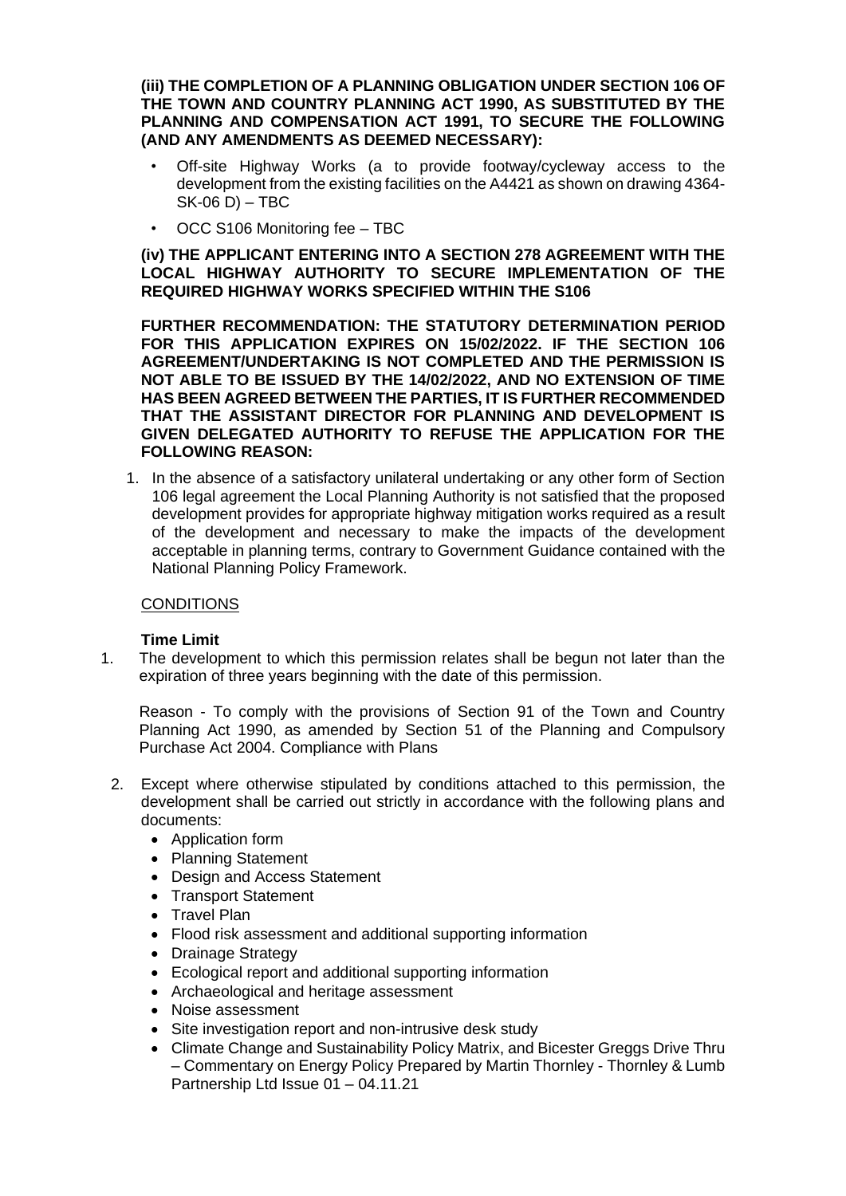**(iii) THE COMPLETION OF A PLANNING OBLIGATION UNDER SECTION 106 OF THE TOWN AND COUNTRY PLANNING ACT 1990, AS SUBSTITUTED BY THE PLANNING AND COMPENSATION ACT 1991, TO SECURE THE FOLLOWING (AND ANY AMENDMENTS AS DEEMED NECESSARY):**

- Off-site Highway Works (a to provide footway/cycleway access to the development from the existing facilities on the A4421 as shown on drawing 4364-SK-06 D) – TBC
- OCC S106 Monitoring fee – TBC

**(iv) THE APPLICANT ENTERING INTO A SECTION 278 AGREEMENT WITH THE LOCAL HIGHWAY AUTHORITY TO SECURE IMPLEMENTATION OF THE REQUIRED HIGHWAY WORKS SPECIFIED WITHIN THE S106**

**FURTHER RECOMMENDATION: THE STATUTORY DETERMINATION PERIOD FOR THIS APPLICATION EXPIRES ON 15/02/2022. IF THE SECTION 106 AGREEMENT/UNDERTAKING IS NOT COMPLETED AND THE PERMISSION IS NOT ABLE TO BE ISSUED BY THE 14/02/2022, AND NO EXTENSION OF TIME HAS BEEN AGREED BETWEEN THE PARTIES, IT IS FURTHER RECOMMENDED THAT THE ASSISTANT DIRECTOR FOR PLANNING AND DEVELOPMENT IS GIVEN DELEGATED AUTHORITY TO REFUSE THE APPLICATION FOR THE FOLLOWING REASON:**

1. In the absence of a satisfactory unilateral undertaking or any other form of Section 106 legal agreement the Local Planning Authority is not satisfied that the proposed development provides for appropriate highway mitigation works required as a result of the development and necessary to make the impacts of the development acceptable in planning terms, contrary to Government Guidance contained with the National Planning Policy Framework.

CONDITIONS

**Time Limit**

1. The development to which this permission relates shall be begun not later than the expiration of three years beginning with the date of this permission.

   Reason - To comply with the provisions of Section 91 of the Town and Country Planning Act 1990, as amended by Section 51 of the Planning and Compulsory Purchase Act 2004. Compliance with Plans

2. Except where otherwise stipulated by conditions attached to this permission, the development shall be carried out strictly in accordance with the following plans and documents:
   - Application form
   - Planning Statement
   - Design and Access Statement
   - Transport Statement
   - Travel Plan
   - Flood risk assessment and additional supporting information
   - Drainage Strategy
   - Ecological report and additional supporting information
   - Archaeological and heritage assessment
   - Noise assessment
   - Site investigation report and non-intrusive desk study
   - Climate Change and Sustainability Policy Matrix, and Bicester Greggs Drive Thru – Commentary on Energy Policy Prepared by Martin Thornley - Thornley & Lumb Partnership Ltd Issue 01 – 04.11.21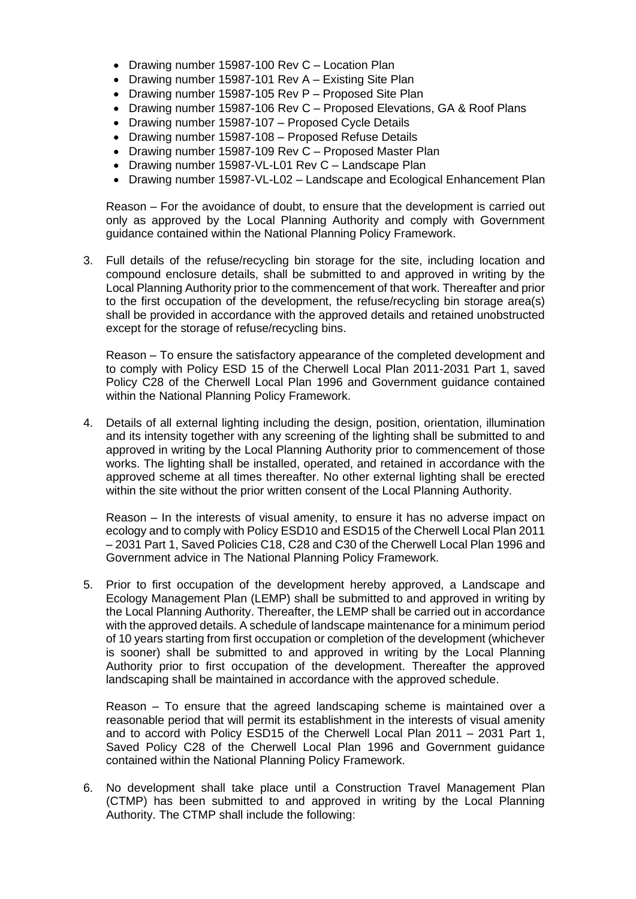- Drawing number 15987-100 Rev C – Location Plan
- Drawing number 15987-101 Rev A – Existing Site Plan
- Drawing number 15987-105 Rev P – Proposed Site Plan
- Drawing number 15987-106 Rev C – Proposed Elevations, GA & Roof Plans
- Drawing number 15987-107 – Proposed Cycle Details
- Drawing number 15987-108 – Proposed Refuse Details
- Drawing number 15987-109 Rev C – Proposed Master Plan
- Drawing number 15987-VL-L01 Rev C – Landscape Plan
- Drawing number 15987-VL-L02 – Landscape and Ecological Enhancement Plan

Reason – For the avoidance of doubt, to ensure that the development is carried out only as approved by the Local Planning Authority and comply with Government guidance contained within the National Planning Policy Framework.

3. Full details of the refuse/recycling bin storage for the site, including location and compound enclosure details, shall be submitted to and approved in writing by the Local Planning Authority prior to the commencement of that work. Thereafter and prior to the first occupation of the development, the refuse/recycling bin storage area(s) shall be provided in accordance with the approved details and retained unobstructed except for the storage of refuse/recycling bins.

   Reason – To ensure the satisfactory appearance of the completed development and to comply with Policy ESD 15 of the Cherwell Local Plan 2011-2031 Part 1, saved Policy C28 of the Cherwell Local Plan 1996 and Government guidance contained within the National Planning Policy Framework.

4. Details of all external lighting including the design, position, orientation, illumination and its intensity together with any screening of the lighting shall be submitted to and approved in writing by the Local Planning Authority prior to commencement of those works. The lighting shall be installed, operated, and retained in accordance with the approved scheme at all times thereafter. No other external lighting shall be erected within the site without the prior written consent of the Local Planning Authority.

   Reason – In the interests of visual amenity, to ensure it has no adverse impact on ecology and to comply with Policy ESD10 and ESD15 of the Cherwell Local Plan 2011 – 2031 Part 1, Saved Policies C18, C28 and C30 of the Cherwell Local Plan 1996 and Government advice in The National Planning Policy Framework.

5. Prior to first occupation of the development hereby approved, a Landscape and Ecology Management Plan (LEMP) shall be submitted to and approved in writing by the Local Planning Authority. Thereafter, the LEMP shall be carried out in accordance with the approved details. A schedule of landscape maintenance for a minimum period of 10 years starting from first occupation or completion of the development (whichever is sooner) shall be submitted to and approved in writing by the Local Planning Authority prior to first occupation of the development. Thereafter the approved landscaping shall be maintained in accordance with the approved schedule.

   Reason – To ensure that the agreed landscaping scheme is maintained over a reasonable period that will permit its establishment in the interests of visual amenity and to accord with Policy ESD15 of the Cherwell Local Plan 2011 – 2031 Part 1, Saved Policy C28 of the Cherwell Local Plan 1996 and Government guidance contained within the National Planning Policy Framework.

6. No development shall take place until a Construction Travel Management Plan (CTMP) has been submitted to and approved in writing by the Local Planning Authority. The CTMP shall include the following: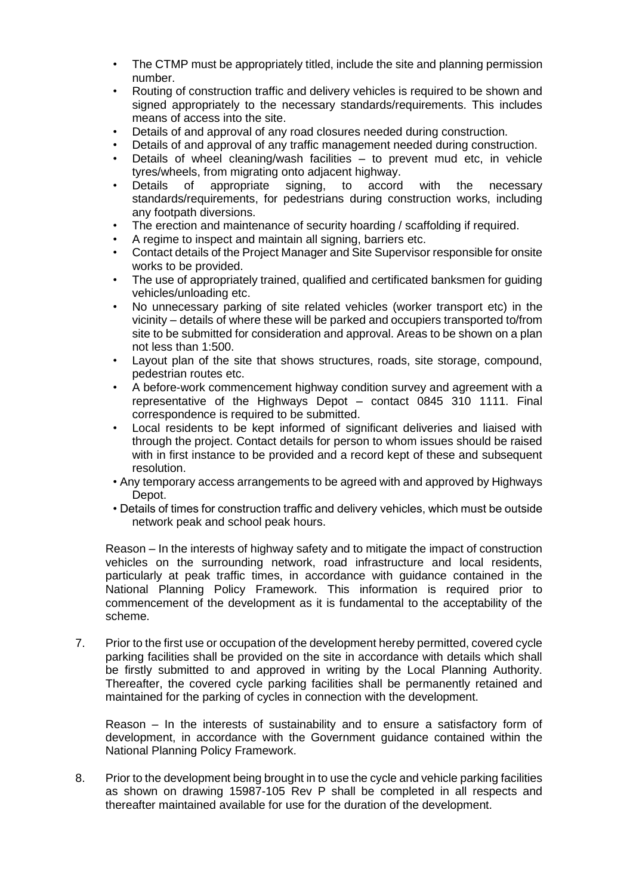- The CTMP must be appropriately titled, include the site and planning permission number.
- Routing of construction traffic and delivery vehicles is required to be shown and signed appropriately to the necessary standards/requirements. This includes means of access into the site.
- Details of and approval of any road closures needed during construction.
- Details of and approval of any traffic management needed during construction.
- Details of wheel cleaning/wash facilities – to prevent mud etc, in vehicle tyres/wheels, from migrating onto adjacent highway.
- Details of appropriate signing, to accord with the necessary standards/requirements, for pedestrians during construction works, including any footpath diversions.
- The erection and maintenance of security hoarding / scaffolding if required.
- A regime to inspect and maintain all signing, barriers etc.
- Contact details of the Project Manager and Site Supervisor responsible for onsite works to be provided.
- The use of appropriately trained, qualified and certificated banksmen for guiding vehicles/unloading etc.
- No unnecessary parking of site related vehicles (worker transport etc) in the vicinity – details of where these will be parked and occupiers transported to/from site to be submitted for consideration and approval. Areas to be shown on a plan not less than 1:500.
- Layout plan of the site that shows structures, roads, site storage, compound, pedestrian routes etc.
- A before-work commencement highway condition survey and agreement with a representative of the Highways Depot – contact 0845 310 1111. Final correspondence is required to be submitted.
- Local residents to be kept informed of significant deliveries and liaised with through the project. Contact details for person to whom issues should be raised with in first instance to be provided and a record kept of these and subsequent resolution.
- Any temporary access arrangements to be agreed with and approved by Highways Depot.
- Details of times for construction traffic and delivery vehicles, which must be outside network peak and school peak hours.

Reason – In the interests of highway safety and to mitigate the impact of construction vehicles on the surrounding network, road infrastructure and local residents, particularly at peak traffic times, in accordance with guidance contained in the National Planning Policy Framework. This information is required prior to commencement of the development as it is fundamental to the acceptability of the scheme.

7. Prior to the first use or occupation of the development hereby permitted, covered cycle parking facilities shall be provided on the site in accordance with details which shall be firstly submitted to and approved in writing by the Local Planning Authority. Thereafter, the covered cycle parking facilities shall be permanently retained and maintained for the parking of cycles in connection with the development.

   Reason – In the interests of sustainability and to ensure a satisfactory form of development, in accordance with the Government guidance contained within the National Planning Policy Framework.

8. Prior to the development being brought in to use the cycle and vehicle parking facilities as shown on drawing 15987-105 Rev P shall be completed in all respects and thereafter maintained available for use for the duration of the development.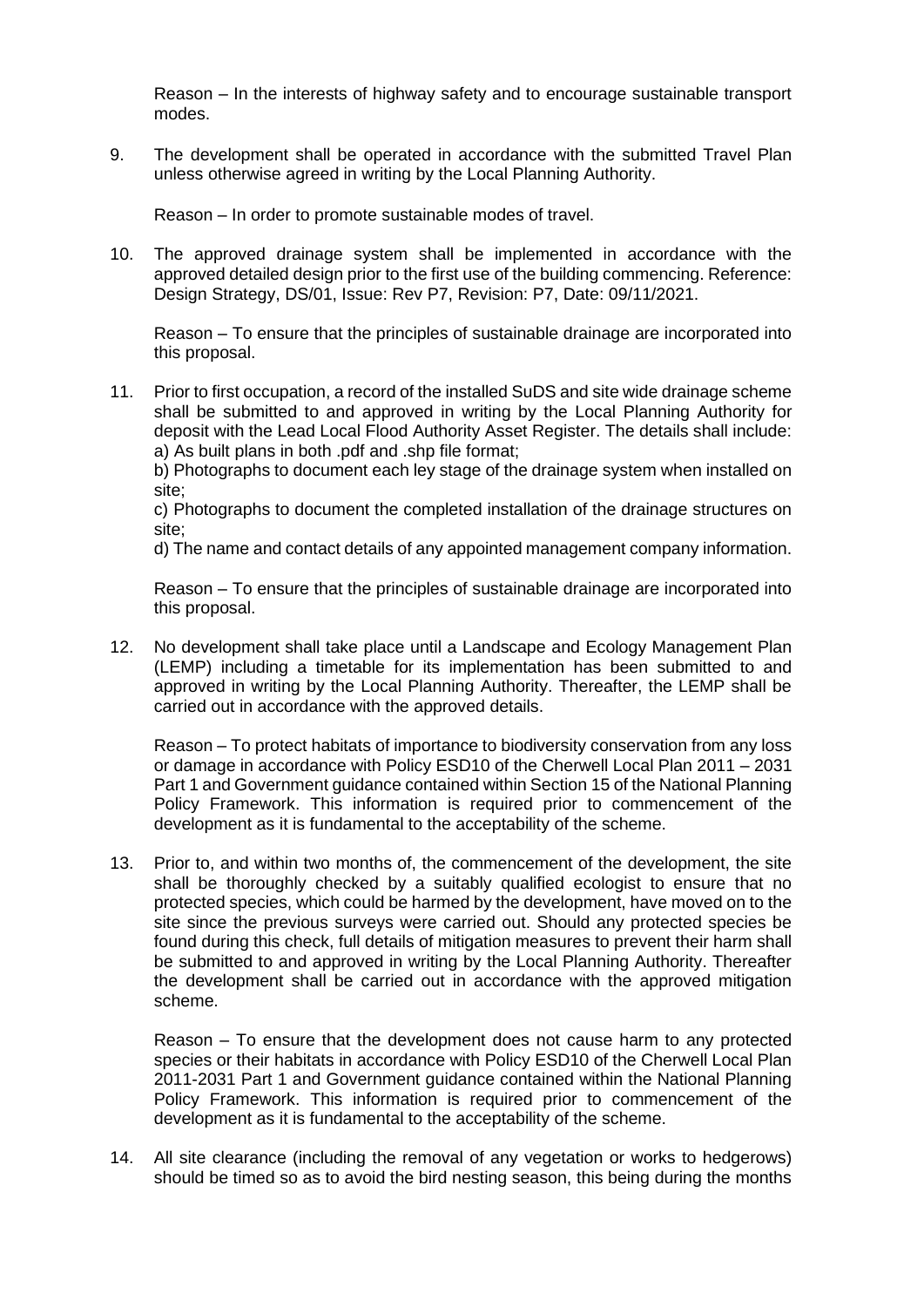Reason – In the interests of highway safety and to encourage sustainable transport modes.

9. The development shall be operated in accordance with the submitted Travel Plan unless otherwise agreed in writing by the Local Planning Authority.

   Reason – In order to promote sustainable modes of travel.

10. The approved drainage system shall be implemented in accordance with the approved detailed design prior to the first use of the building commencing. Reference: Design Strategy, DS/01, Issue: Rev P7, Revision: P7, Date: 09/11/2021.

    Reason – To ensure that the principles of sustainable drainage are incorporated into this proposal.

11. Prior to first occupation, a record of the installed SuDS and site wide drainage scheme shall be submitted to and approved in writing by the Local Planning Authority for deposit with the Lead Local Flood Authority Asset Register. The details shall include:
    a) As built plans in both .pdf and .shp file format;
    b) Photographs to document each ley stage of the drainage system when installed on site;
    c) Photographs to document the completed installation of the drainage structures on site;
    d) The name and contact details of any appointed management company information.

    Reason – To ensure that the principles of sustainable drainage are incorporated into this proposal.

12. No development shall take place until a Landscape and Ecology Management Plan (LEMP) including a timetable for its implementation has been submitted to and approved in writing by the Local Planning Authority. Thereafter, the LEMP shall be carried out in accordance with the approved details.

    Reason – To protect habitats of importance to biodiversity conservation from any loss or damage in accordance with Policy ESD10 of the Cherwell Local Plan 2011 – 2031 Part 1 and Government guidance contained within Section 15 of the National Planning Policy Framework. This information is required prior to commencement of the development as it is fundamental to the acceptability of the scheme.

13. Prior to, and within two months of, the commencement of the development, the site shall be thoroughly checked by a suitably qualified ecologist to ensure that no protected species, which could be harmed by the development, have moved on to the site since the previous surveys were carried out. Should any protected species be found during this check, full details of mitigation measures to prevent their harm shall be submitted to and approved in writing by the Local Planning Authority. Thereafter the development shall be carried out in accordance with the approved mitigation scheme.

    Reason – To ensure that the development does not cause harm to any protected species or their habitats in accordance with Policy ESD10 of the Cherwell Local Plan 2011-2031 Part 1 and Government guidance contained within the National Planning Policy Framework. This information is required prior to commencement of the development as it is fundamental to the acceptability of the scheme.

14. All site clearance (including the removal of any vegetation or works to hedgerows) should be timed so as to avoid the bird nesting season, this being during the months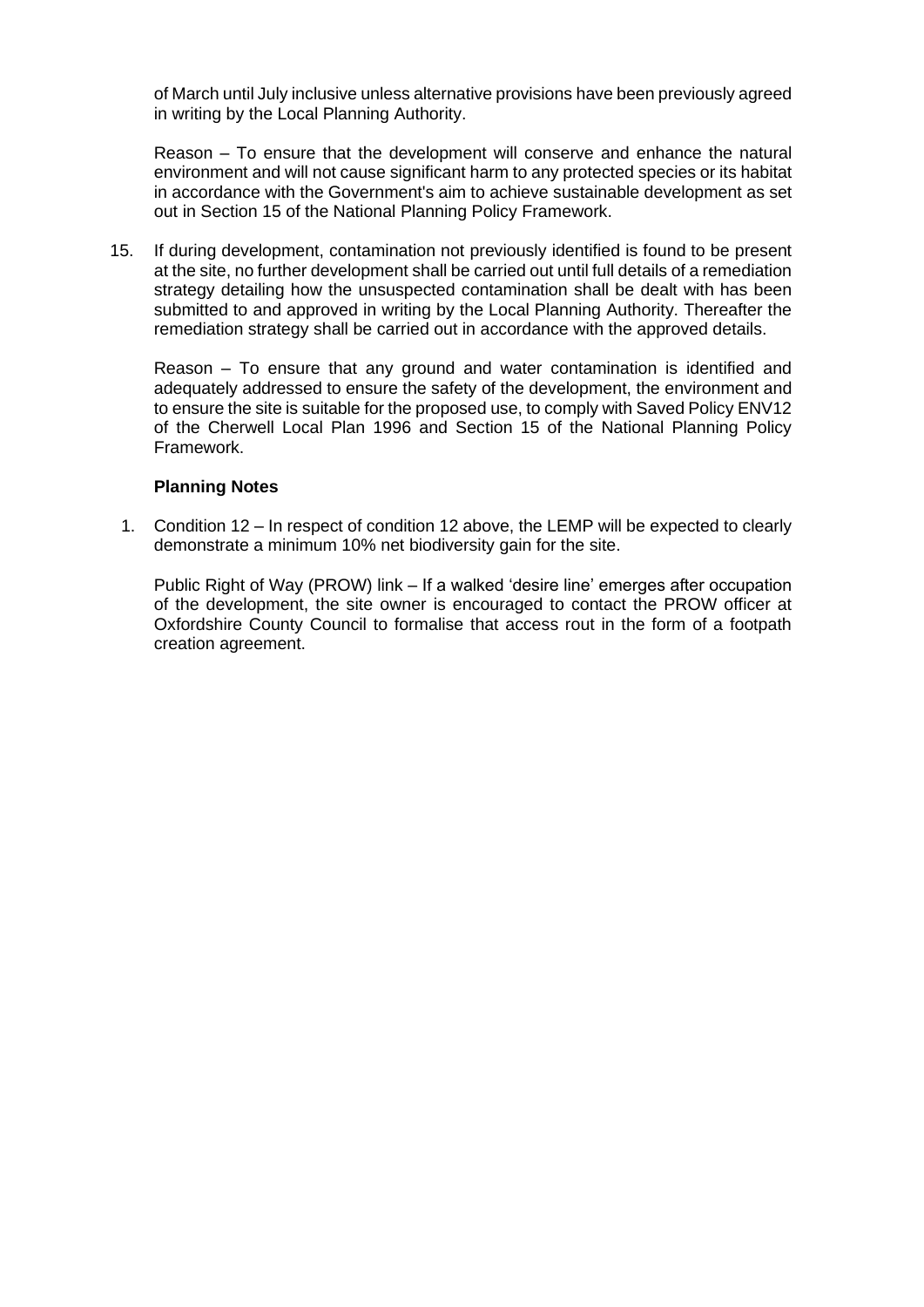of March until July inclusive unless alternative provisions have been previously agreed in writing by the Local Planning Authority.

Reason – To ensure that the development will conserve and enhance the natural environment and will not cause significant harm to any protected species or its habitat in accordance with the Government's aim to achieve sustainable development as set out in Section 15 of the National Planning Policy Framework.

15. If during development, contamination not previously identified is found to be present at the site, no further development shall be carried out until full details of a remediation strategy detailing how the unsuspected contamination shall be dealt with has been submitted to and approved in writing by the Local Planning Authority. Thereafter the remediation strategy shall be carried out in accordance with the approved details.

    Reason – To ensure that any ground and water contamination is identified and adequately addressed to ensure the safety of the development, the environment and to ensure the site is suitable for the proposed use, to comply with Saved Policy ENV12 of the Cherwell Local Plan 1996 and Section 15 of the National Planning Policy Framework.

**Planning Notes**

1. Condition 12 – In respect of condition 12 above, the LEMP will be expected to clearly demonstrate a minimum 10% net biodiversity gain for the site.

   Public Right of Way (PROW) link – If a walked 'desire line' emerges after occupation of the development, the site owner is encouraged to contact the PROW officer at Oxfordshire County Council to formalise that access rout in the form of a footpath creation agreement.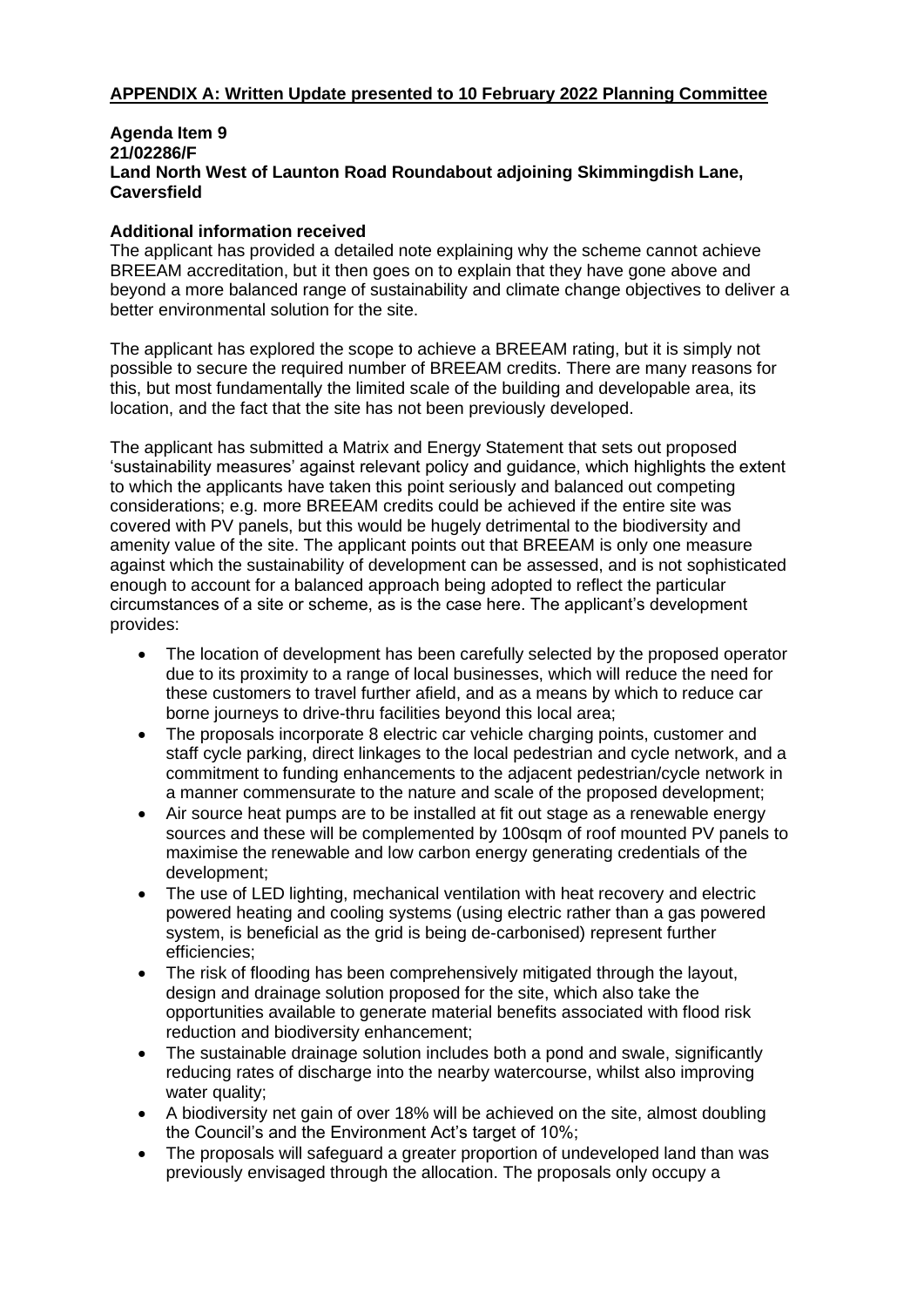## **APPENDIX A: Written Update presented to 10 February 2022 Planning Committee**

**Agenda Item 9**
**21/02286/F**
**Land North West of Launton Road Roundabout adjoining Skimmingdish Lane, Caversfield**

**Additional information received**

The applicant has provided a detailed note explaining why the scheme cannot achieve BREEAM accreditation, but it then goes on to explain that they have gone above and beyond a more balanced range of sustainability and climate change objectives to deliver a better environmental solution for the site.

The applicant has explored the scope to achieve a BREEAM rating, but it is simply not possible to secure the required number of BREEAM credits. There are many reasons for this, but most fundamentally the limited scale of the building and developable area, its location, and the fact that the site has not been previously developed.

The applicant has submitted a Matrix and Energy Statement that sets out proposed 'sustainability measures' against relevant policy and guidance, which highlights the extent to which the applicants have taken this point seriously and balanced out competing considerations; e.g. more BREEAM credits could be achieved if the entire site was covered with PV panels, but this would be hugely detrimental to the biodiversity and amenity value of the site. The applicant points out that BREEAM is only one measure against which the sustainability of development can be assessed, and is not sophisticated enough to account for a balanced approach being adopted to reflect the particular circumstances of a site or scheme, as is the case here. The applicant's development provides:

- The location of development has been carefully selected by the proposed operator due to its proximity to a range of local businesses, which will reduce the need for these customers to travel further afield, and as a means by which to reduce car borne journeys to drive-thru facilities beyond this local area;
- The proposals incorporate 8 electric car vehicle charging points, customer and staff cycle parking, direct linkages to the local pedestrian and cycle network, and a commitment to funding enhancements to the adjacent pedestrian/cycle network in a manner commensurate to the nature and scale of the proposed development;
- Air source heat pumps are to be installed at fit out stage as a renewable energy sources and these will be complemented by 100sqm of roof mounted PV panels to maximise the renewable and low carbon energy generating credentials of the development;
- The use of LED lighting, mechanical ventilation with heat recovery and electric powered heating and cooling systems (using electric rather than a gas powered system, is beneficial as the grid is being de-carbonised) represent further efficiencies;
- The risk of flooding has been comprehensively mitigated through the layout, design and drainage solution proposed for the site, which also take the opportunities available to generate material benefits associated with flood risk reduction and biodiversity enhancement;
- The sustainable drainage solution includes both a pond and swale, significantly reducing rates of discharge into the nearby watercourse, whilst also improving water quality;
- A biodiversity net gain of over 18% will be achieved on the site, almost doubling the Council's and the Environment Act's target of 10%;
- The proposals will safeguard a greater proportion of undeveloped land than was previously envisaged through the allocation. The proposals only occupy a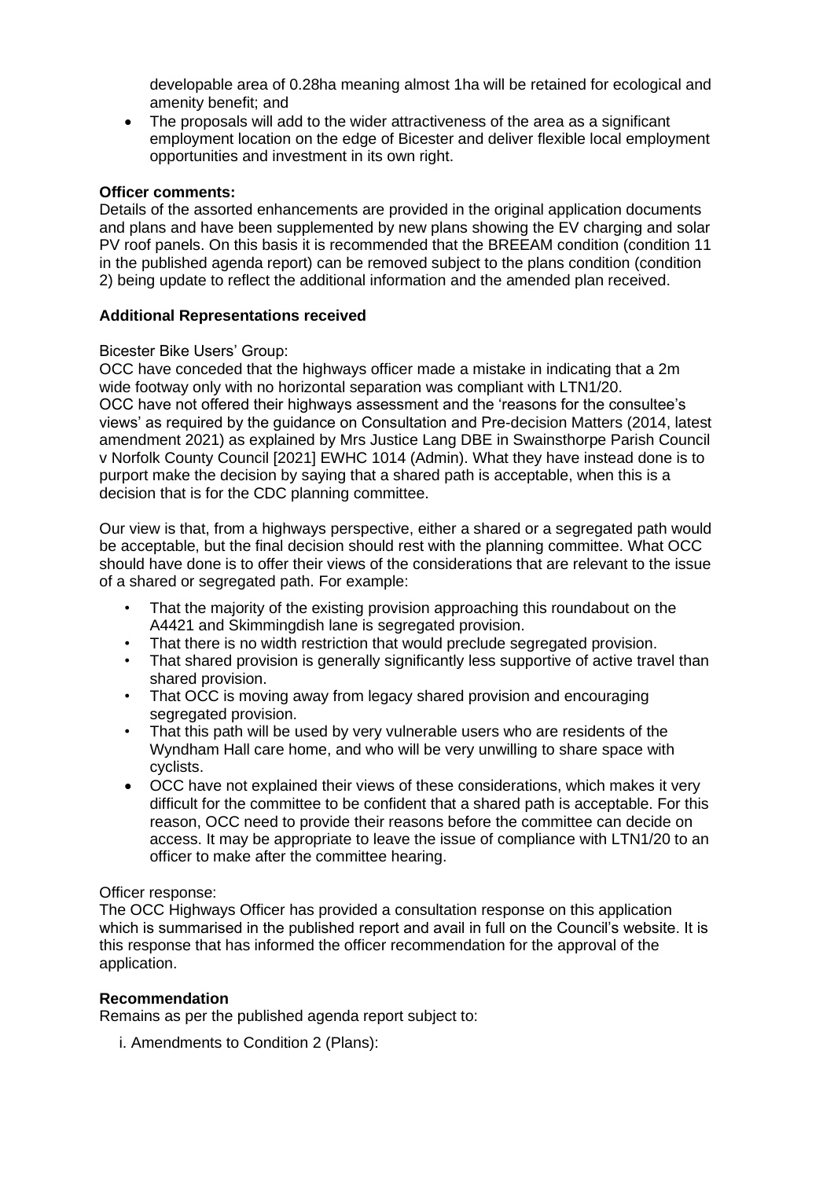developable area of 0.28ha meaning almost 1ha will be retained for ecological and amenity benefit; and

- The proposals will add to the wider attractiveness of the area as a significant employment location on the edge of Bicester and deliver flexible local employment opportunities and investment in its own right.

**Officer comments:**

Details of the assorted enhancements are provided in the original application documents and plans and have been supplemented by new plans showing the EV charging and solar PV roof panels. On this basis it is recommended that the BREEAM condition (condition 11 in the published agenda report) can be removed subject to the plans condition (condition 2) being update to reflect the additional information and the amended plan received.

**Additional Representations received**

Bicester Bike Users' Group:

OCC have conceded that the highways officer made a mistake in indicating that a 2m wide footway only with no horizontal separation was compliant with LTN1/20.

OCC have not offered their highways assessment and the 'reasons for the consultee's views' as required by the guidance on Consultation and Pre-decision Matters (2014, latest amendment 2021) as explained by Mrs Justice Lang DBE in Swainsthorpe Parish Council v Norfolk County Council [2021] EWHC 1014 (Admin). What they have instead done is to purport make the decision by saying that a shared path is acceptable, when this is a decision that is for the CDC planning committee.

Our view is that, from a highways perspective, either a shared or a segregated path would be acceptable, but the final decision should rest with the planning committee. What OCC should have done is to offer their views of the considerations that are relevant to the issue of a shared or segregated path. For example:

- That the majority of the existing provision approaching this roundabout on the A4421 and Skimmingdish lane is segregated provision.
- That there is no width restriction that would preclude segregated provision.
- That shared provision is generally significantly less supportive of active travel than shared provision.
- That OCC is moving away from legacy shared provision and encouraging segregated provision.
- That this path will be used by very vulnerable users who are residents of the Wyndham Hall care home, and who will be very unwilling to share space with cyclists.
- OCC have not explained their views of these considerations, which makes it very difficult for the committee to be confident that a shared path is acceptable. For this reason, OCC need to provide their reasons before the committee can decide on access. It may be appropriate to leave the issue of compliance with LTN1/20 to an officer to make after the committee hearing.

Officer response:

The OCC Highways Officer has provided a consultation response on this application which is summarised in the published report and avail in full on the Council's website. It is this response that has informed the officer recommendation for the approval of the application.

**Recommendation**

Remains as per the published agenda report subject to:

i. Amendments to Condition 2 (Plans):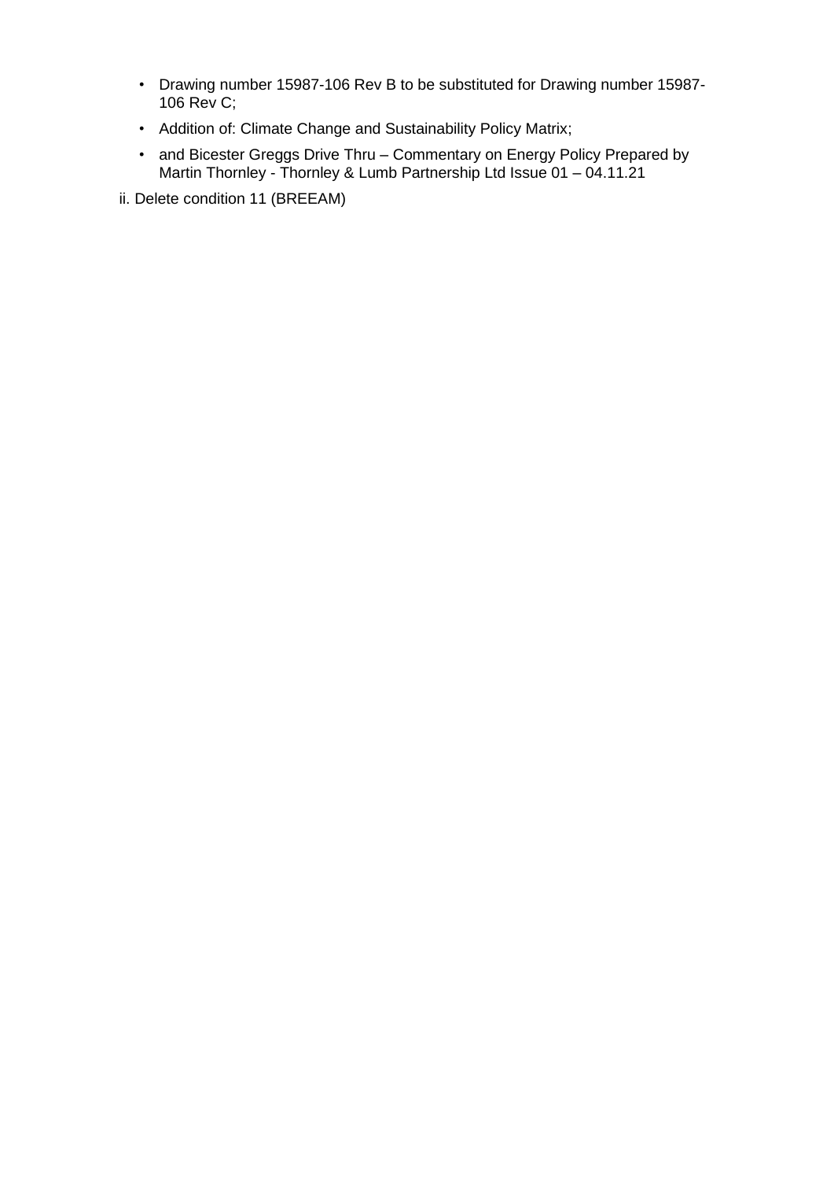- Drawing number 15987-106 Rev B to be substituted for Drawing number 15987-106 Rev C;
- Addition of: Climate Change and Sustainability Policy Matrix;
- and Bicester Greggs Drive Thru – Commentary on Energy Policy Prepared by Martin Thornley - Thornley & Lumb Partnership Ltd Issue 01 – 04.11.21

ii. Delete condition 11 (BREEAM)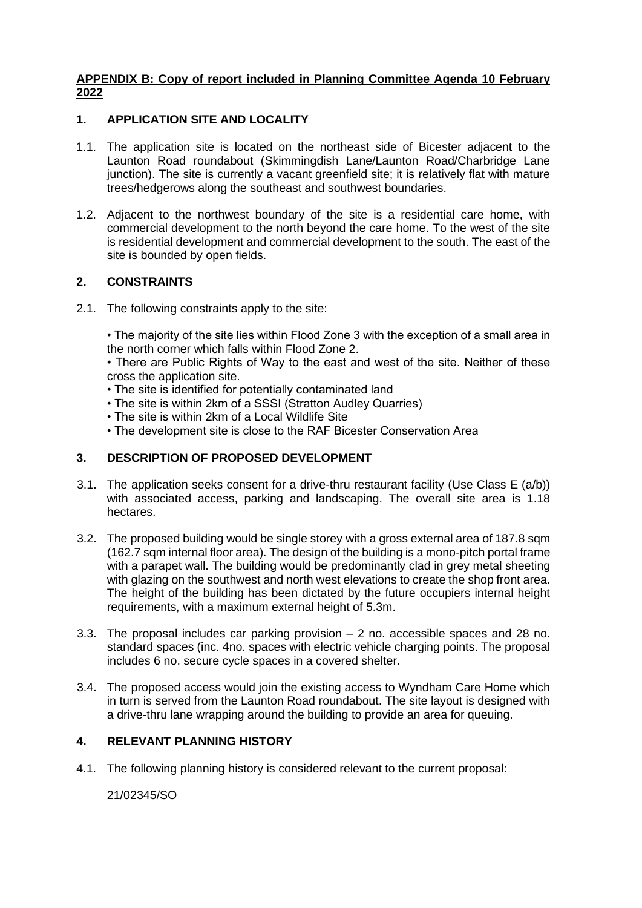**APPENDIX B: Copy of report included in Planning Committee Agenda 10 February 2022**

## 1. APPLICATION SITE AND LOCALITY

1.1. The application site is located on the northeast side of Bicester adjacent to the Launton Road roundabout (Skimmingdish Lane/Launton Road/Charbridge Lane junction). The site is currently a vacant greenfield site; it is relatively flat with mature trees/hedgerows along the southeast and southwest boundaries.

1.2. Adjacent to the northwest boundary of the site is a residential care home, with commercial development to the north beyond the care home. To the west of the site is residential development and commercial development to the south. The east of the site is bounded by open fields.

## 2. CONSTRAINTS

2.1. The following constraints apply to the site:

- The majority of the site lies within Flood Zone 3 with the exception of a small area in the north corner which falls within Flood Zone 2.
- There are Public Rights of Way to the east and west of the site. Neither of these cross the application site.
- The site is identified for potentially contaminated land
- The site is within 2km of a SSSI (Stratton Audley Quarries)
- The site is within 2km of a Local Wildlife Site
- The development site is close to the RAF Bicester Conservation Area

## 3. DESCRIPTION OF PROPOSED DEVELOPMENT

3.1. The application seeks consent for a drive-thru restaurant facility (Use Class E (a/b)) with associated access, parking and landscaping. The overall site area is 1.18 hectares.

3.2. The proposed building would be single storey with a gross external area of 187.8 sqm (162.7 sqm internal floor area). The design of the building is a mono-pitch portal frame with a parapet wall. The building would be predominantly clad in grey metal sheeting with glazing on the southwest and north west elevations to create the shop front area. The height of the building has been dictated by the future occupiers internal height requirements, with a maximum external height of 5.3m.

3.3. The proposal includes car parking provision – 2 no. accessible spaces and 28 no. standard spaces (inc. 4no. spaces with electric vehicle charging points. The proposal includes 6 no. secure cycle spaces in a covered shelter.

3.4. The proposed access would join the existing access to Wyndham Care Home which in turn is served from the Launton Road roundabout. The site layout is designed with a drive-thru lane wrapping around the building to provide an area for queuing.

## 4. RELEVANT PLANNING HISTORY

4.1. The following planning history is considered relevant to the current proposal:

21/02345/SO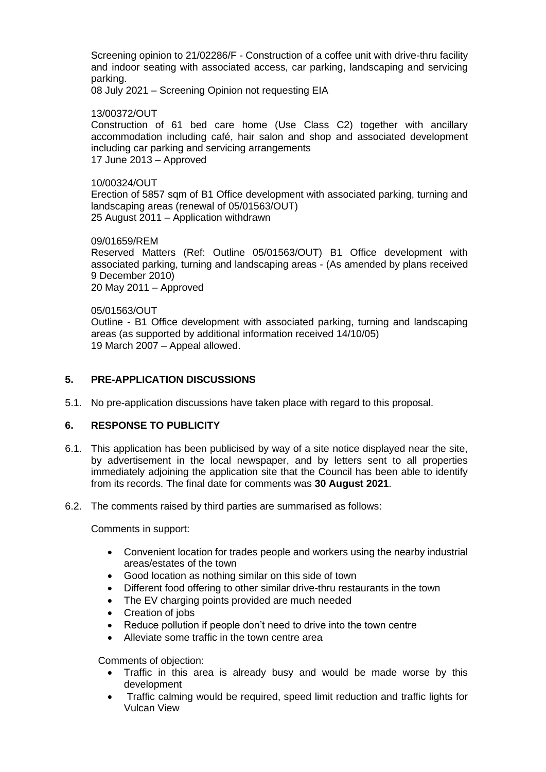Screening opinion to 21/02286/F - Construction of a coffee unit with drive-thru facility and indoor seating with associated access, car parking, landscaping and servicing parking.
08 July 2021 – Screening Opinion not requesting EIA

13/00372/OUT
Construction of 61 bed care home (Use Class C2) together with ancillary accommodation including café, hair salon and shop and associated development including car parking and servicing arrangements
17 June 2013 – Approved

10/00324/OUT
Erection of 5857 sqm of B1 Office development with associated parking, turning and landscaping areas (renewal of 05/01563/OUT)
25 August 2011 – Application withdrawn

09/01659/REM
Reserved Matters (Ref: Outline 05/01563/OUT) B1 Office development with associated parking, turning and landscaping areas - (As amended by plans received 9 December 2010)
20 May 2011 – Approved

05/01563/OUT
Outline - B1 Office development with associated parking, turning and landscaping areas (as supported by additional information received 14/10/05)
19 March 2007 – Appeal allowed.

## 5. PRE-APPLICATION DISCUSSIONS

5.1. No pre-application discussions have taken place with regard to this proposal.

## 6. RESPONSE TO PUBLICITY

6.1. This application has been publicised by way of a site notice displayed near the site, by advertisement in the local newspaper, and by letters sent to all properties immediately adjoining the application site that the Council has been able to identify from its records. The final date for comments was **30 August 2021**.

6.2. The comments raised by third parties are summarised as follows:

Comments in support:

- Convenient location for trades people and workers using the nearby industrial areas/estates of the town
- Good location as nothing similar on this side of town
- Different food offering to other similar drive-thru restaurants in the town
- The EV charging points provided are much needed
- Creation of jobs
- Reduce pollution if people don't need to drive into the town centre
- Alleviate some traffic in the town centre area

Comments of objection:

- Traffic in this area is already busy and would be made worse by this development
- Traffic calming would be required, speed limit reduction and traffic lights for Vulcan View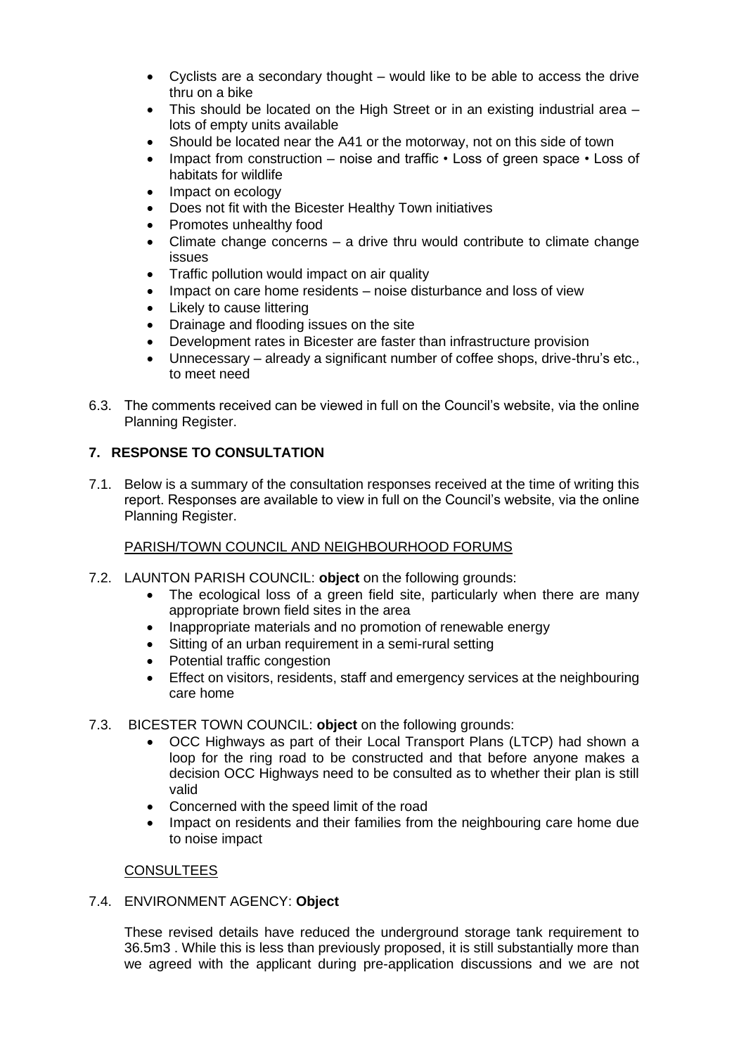- Cyclists are a secondary thought – would like to be able to access the drive thru on a bike
- This should be located on the High Street or in an existing industrial area – lots of empty units available
- Should be located near the A41 or the motorway, not on this side of town
- Impact from construction – noise and traffic • Loss of green space • Loss of habitats for wildlife
- Impact on ecology
- Does not fit with the Bicester Healthy Town initiatives
- Promotes unhealthy food
- Climate change concerns – a drive thru would contribute to climate change issues
- Traffic pollution would impact on air quality
- Impact on care home residents – noise disturbance and loss of view
- Likely to cause littering
- Drainage and flooding issues on the site
- Development rates in Bicester are faster than infrastructure provision
- Unnecessary – already a significant number of coffee shops, drive-thru's etc., to meet need

6.3. The comments received can be viewed in full on the Council's website, via the online Planning Register.

## 7. RESPONSE TO CONSULTATION

7.1. Below is a summary of the consultation responses received at the time of writing this report. Responses are available to view in full on the Council's website, via the online Planning Register.

PARISH/TOWN COUNCIL AND NEIGHBOURHOOD FORUMS

7.2. LAUNTON PARISH COUNCIL: **object** on the following grounds:

- The ecological loss of a green field site, particularly when there are many appropriate brown field sites in the area
- Inappropriate materials and no promotion of renewable energy
- Sitting of an urban requirement in a semi-rural setting
- Potential traffic congestion
- Effect on visitors, residents, staff and emergency services at the neighbouring care home

7.3. BICESTER TOWN COUNCIL: **object** on the following grounds:

- OCC Highways as part of their Local Transport Plans (LTCP) had shown a loop for the ring road to be constructed and that before anyone makes a decision OCC Highways need to be consulted as to whether their plan is still valid
- Concerned with the speed limit of the road
- Impact on residents and their families from the neighbouring care home due to noise impact

CONSULTEES

7.4. ENVIRONMENT AGENCY: **Object**

These revised details have reduced the underground storage tank requirement to 36.5m3 . While this is less than previously proposed, it is still substantially more than we agreed with the applicant during pre-application discussions and we are not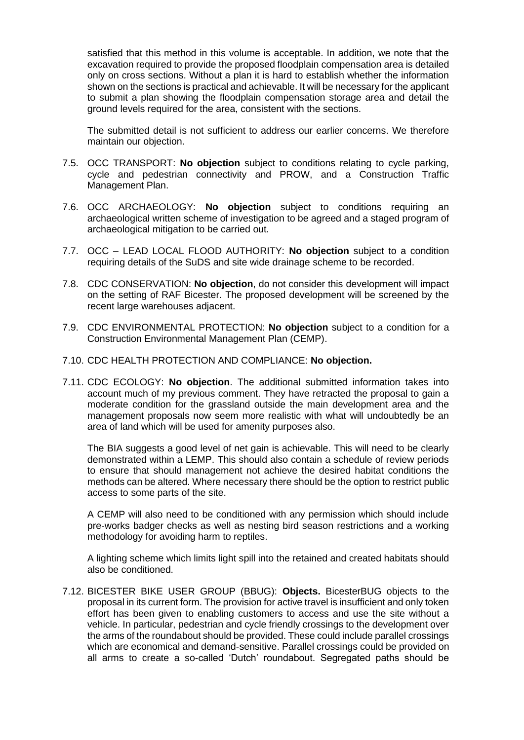satisfied that this method in this volume is acceptable. In addition, we note that the excavation required to provide the proposed floodplain compensation area is detailed only on cross sections. Without a plan it is hard to establish whether the information shown on the sections is practical and achievable. It will be necessary for the applicant to submit a plan showing the floodplain compensation storage area and detail the ground levels required for the area, consistent with the sections.

The submitted detail is not sufficient to address our earlier concerns. We therefore maintain our objection.

7.5. OCC TRANSPORT: **No objection** subject to conditions relating to cycle parking, cycle and pedestrian connectivity and PROW, and a Construction Traffic Management Plan.

7.6. OCC ARCHAEOLOGY: **No objection** subject to conditions requiring an archaeological written scheme of investigation to be agreed and a staged program of archaeological mitigation to be carried out.

7.7. OCC – LEAD LOCAL FLOOD AUTHORITY: **No objection** subject to a condition requiring details of the SuDS and site wide drainage scheme to be recorded.

7.8. CDC CONSERVATION: **No objection**, do not consider this development will impact on the setting of RAF Bicester. The proposed development will be screened by the recent large warehouses adjacent.

7.9. CDC ENVIRONMENTAL PROTECTION: **No objection** subject to a condition for a Construction Environmental Management Plan (CEMP).

7.10. CDC HEALTH PROTECTION AND COMPLIANCE: **No objection.**

7.11. CDC ECOLOGY: **No objection**. The additional submitted information takes into account much of my previous comment. They have retracted the proposal to gain a moderate condition for the grassland outside the main development area and the management proposals now seem more realistic with what will undoubtedly be an area of land which will be used for amenity purposes also.

The BIA suggests a good level of net gain is achievable. This will need to be clearly demonstrated within a LEMP. This should also contain a schedule of review periods to ensure that should management not achieve the desired habitat conditions the methods can be altered. Where necessary there should be the option to restrict public access to some parts of the site.

A CEMP will also need to be conditioned with any permission which should include pre-works badger checks as well as nesting bird season restrictions and a working methodology for avoiding harm to reptiles.

A lighting scheme which limits light spill into the retained and created habitats should also be conditioned.

7.12. BICESTER BIKE USER GROUP (BBUG): **Objects.** BicesterBUG objects to the proposal in its current form. The provision for active travel is insufficient and only token effort has been given to enabling customers to access and use the site without a vehicle. In particular, pedestrian and cycle friendly crossings to the development over the arms of the roundabout should be provided. These could include parallel crossings which are economical and demand-sensitive. Parallel crossings could be provided on all arms to create a so-called 'Dutch' roundabout. Segregated paths should be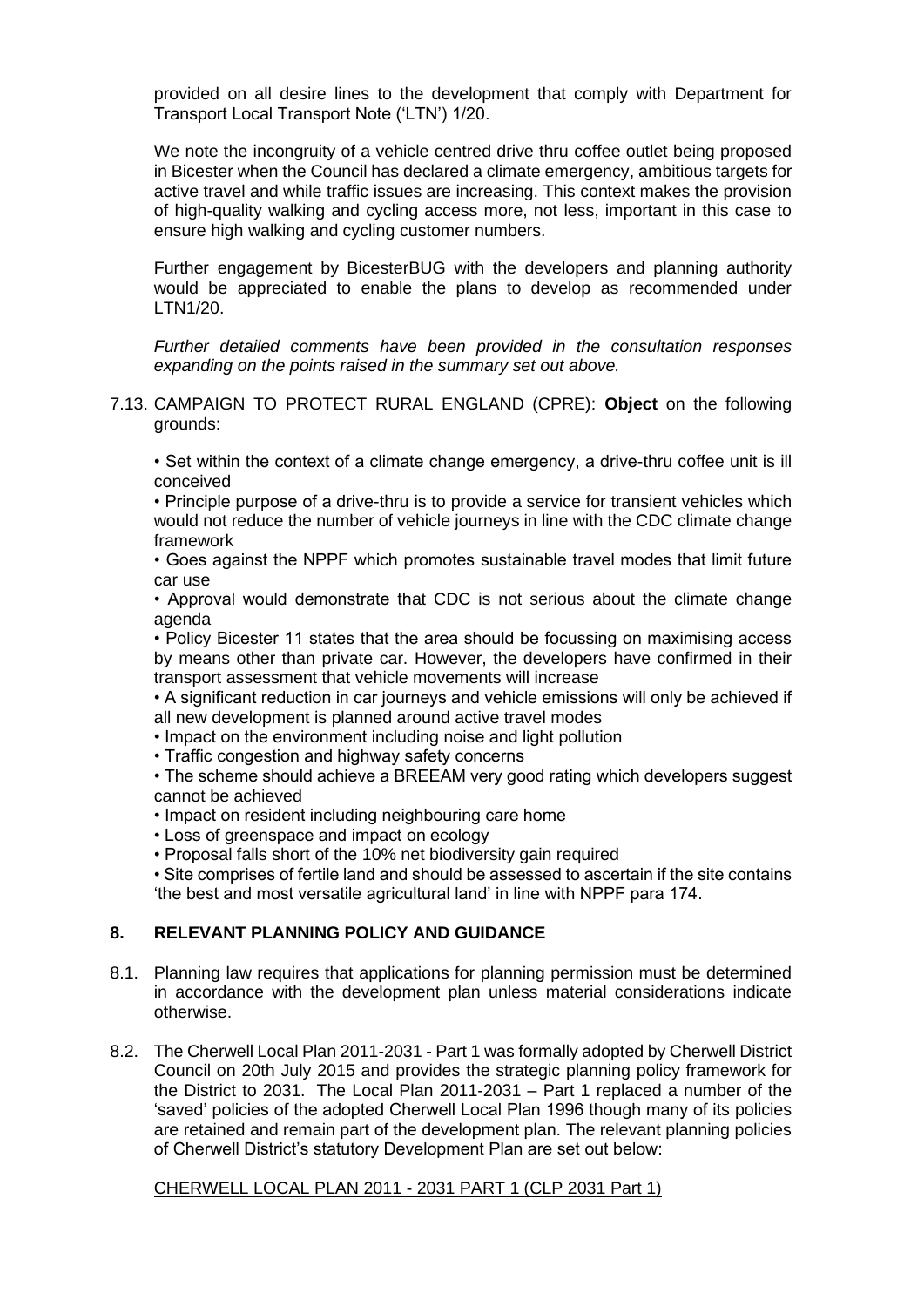provided on all desire lines to the development that comply with Department for Transport Local Transport Note ('LTN') 1/20.

We note the incongruity of a vehicle centred drive thru coffee outlet being proposed in Bicester when the Council has declared a climate emergency, ambitious targets for active travel and while traffic issues are increasing. This context makes the provision of high-quality walking and cycling access more, not less, important in this case to ensure high walking and cycling customer numbers.

Further engagement by BicesterBUG with the developers and planning authority would be appreciated to enable the plans to develop as recommended under LTN1/20.

*Further detailed comments have been provided in the consultation responses expanding on the points raised in the summary set out above.*

7.13. CAMPAIGN TO PROTECT RURAL ENGLAND (CPRE): **Object** on the following grounds:

- Set within the context of a climate change emergency, a drive-thru coffee unit is ill conceived
- Principle purpose of a drive-thru is to provide a service for transient vehicles which would not reduce the number of vehicle journeys in line with the CDC climate change framework
- Goes against the NPPF which promotes sustainable travel modes that limit future car use
- Approval would demonstrate that CDC is not serious about the climate change agenda
- Policy Bicester 11 states that the area should be focussing on maximising access by means other than private car. However, the developers have confirmed in their transport assessment that vehicle movements will increase
- A significant reduction in car journeys and vehicle emissions will only be achieved if all new development is planned around active travel modes
- Impact on the environment including noise and light pollution
- Traffic congestion and highway safety concerns
- The scheme should achieve a BREEAM very good rating which developers suggest cannot be achieved
- Impact on resident including neighbouring care home
- Loss of greenspace and impact on ecology
- Proposal falls short of the 10% net biodiversity gain required
- Site comprises of fertile land and should be assessed to ascertain if the site contains 'the best and most versatile agricultural land' in line with NPPF para 174.

## 8. RELEVANT PLANNING POLICY AND GUIDANCE

8.1. Planning law requires that applications for planning permission must be determined in accordance with the development plan unless material considerations indicate otherwise.

8.2. The Cherwell Local Plan 2011-2031 - Part 1 was formally adopted by Cherwell District Council on 20th July 2015 and provides the strategic planning policy framework for the District to 2031. The Local Plan 2011-2031 – Part 1 replaced a number of the 'saved' policies of the adopted Cherwell Local Plan 1996 though many of its policies are retained and remain part of the development plan. The relevant planning policies of Cherwell District's statutory Development Plan are set out below:

<u>CHERWELL LOCAL PLAN 2011 - 2031 PART 1 (CLP 2031 Part 1)</u>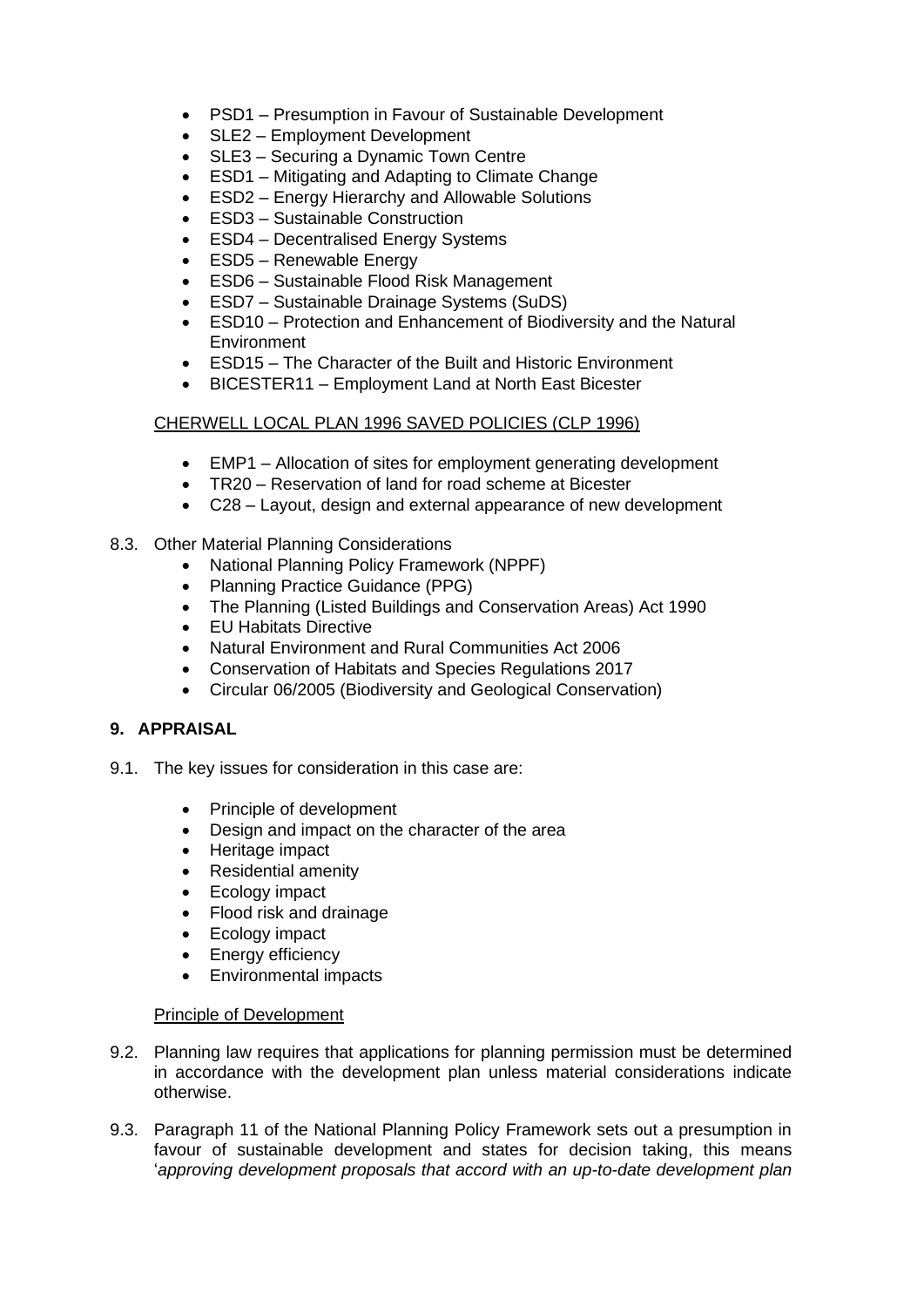- PSD1 – Presumption in Favour of Sustainable Development
- SLE2 – Employment Development
- SLE3 – Securing a Dynamic Town Centre
- ESD1 – Mitigating and Adapting to Climate Change
- ESD2 – Energy Hierarchy and Allowable Solutions
- ESD3 – Sustainable Construction
- ESD4 – Decentralised Energy Systems
- ESD5 – Renewable Energy
- ESD6 – Sustainable Flood Risk Management
- ESD7 – Sustainable Drainage Systems (SuDS)
- ESD10 – Protection and Enhancement of Biodiversity and the Natural Environment
- ESD15 – The Character of the Built and Historic Environment
- BICESTER11 – Employment Land at North East Bicester

CHERWELL LOCAL PLAN 1996 SAVED POLICIES (CLP 1996)

- EMP1 – Allocation of sites for employment generating development
- TR20 – Reservation of land for road scheme at Bicester
- C28 – Layout, design and external appearance of new development

8.3. Other Material Planning Considerations

- National Planning Policy Framework (NPPF)
- Planning Practice Guidance (PPG)
- The Planning (Listed Buildings and Conservation Areas) Act 1990
- EU Habitats Directive
- Natural Environment and Rural Communities Act 2006
- Conservation of Habitats and Species Regulations 2017
- Circular 06/2005 (Biodiversity and Geological Conservation)

## 9. APPRAISAL

9.1. The key issues for consideration in this case are:

- Principle of development
- Design and impact on the character of the area
- Heritage impact
- Residential amenity
- Ecology impact
- Flood risk and drainage
- Ecology impact
- Energy efficiency
- Environmental impacts

Principle of Development

9.2. Planning law requires that applications for planning permission must be determined in accordance with the development plan unless material considerations indicate otherwise.

9.3. Paragraph 11 of the National Planning Policy Framework sets out a presumption in favour of sustainable development and states for decision taking, this means '*approving development proposals that accord with an up-to-date development plan*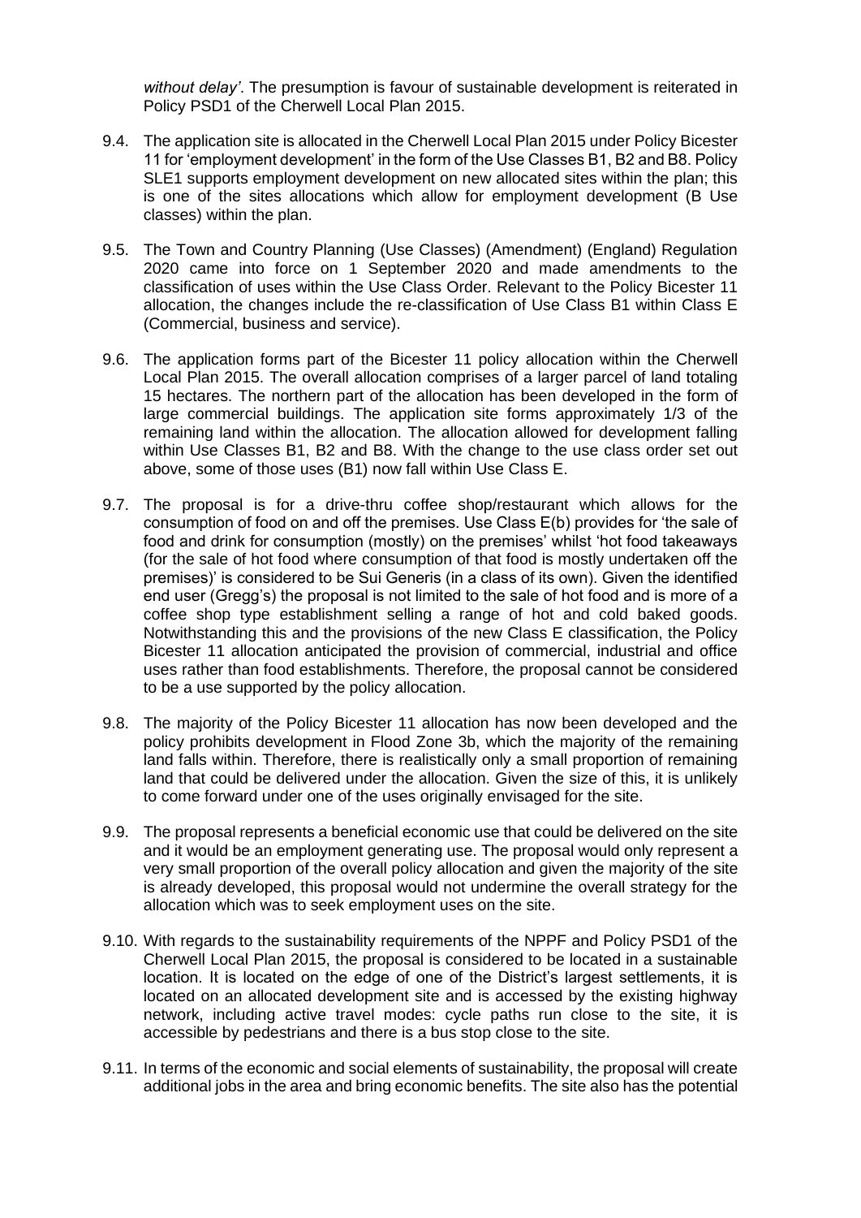*without delay'*. The presumption is favour of sustainable development is reiterated in Policy PSD1 of the Cherwell Local Plan 2015.

9.4. The application site is allocated in the Cherwell Local Plan 2015 under Policy Bicester 11 for 'employment development' in the form of the Use Classes B1, B2 and B8. Policy SLE1 supports employment development on new allocated sites within the plan; this is one of the sites allocations which allow for employment development (B Use classes) within the plan.

9.5. The Town and Country Planning (Use Classes) (Amendment) (England) Regulation 2020 came into force on 1 September 2020 and made amendments to the classification of uses within the Use Class Order. Relevant to the Policy Bicester 11 allocation, the changes include the re-classification of Use Class B1 within Class E (Commercial, business and service).

9.6. The application forms part of the Bicester 11 policy allocation within the Cherwell Local Plan 2015. The overall allocation comprises of a larger parcel of land totaling 15 hectares. The northern part of the allocation has been developed in the form of large commercial buildings. The application site forms approximately 1/3 of the remaining land within the allocation. The allocation allowed for development falling within Use Classes B1, B2 and B8. With the change to the use class order set out above, some of those uses (B1) now fall within Use Class E.

9.7. The proposal is for a drive-thru coffee shop/restaurant which allows for the consumption of food on and off the premises. Use Class E(b) provides for 'the sale of food and drink for consumption (mostly) on the premises' whilst 'hot food takeaways (for the sale of hot food where consumption of that food is mostly undertaken off the premises)' is considered to be Sui Generis (in a class of its own). Given the identified end user (Gregg's) the proposal is not limited to the sale of hot food and is more of a coffee shop type establishment selling a range of hot and cold baked goods. Notwithstanding this and the provisions of the new Class E classification, the Policy Bicester 11 allocation anticipated the provision of commercial, industrial and office uses rather than food establishments. Therefore, the proposal cannot be considered to be a use supported by the policy allocation.

9.8. The majority of the Policy Bicester 11 allocation has now been developed and the policy prohibits development in Flood Zone 3b, which the majority of the remaining land falls within. Therefore, there is realistically only a small proportion of remaining land that could be delivered under the allocation. Given the size of this, it is unlikely to come forward under one of the uses originally envisaged for the site.

9.9. The proposal represents a beneficial economic use that could be delivered on the site and it would be an employment generating use. The proposal would only represent a very small proportion of the overall policy allocation and given the majority of the site is already developed, this proposal would not undermine the overall strategy for the allocation which was to seek employment uses on the site.

9.10. With regards to the sustainability requirements of the NPPF and Policy PSD1 of the Cherwell Local Plan 2015, the proposal is considered to be located in a sustainable location. It is located on the edge of one of the District's largest settlements, it is located on an allocated development site and is accessed by the existing highway network, including active travel modes: cycle paths run close to the site, it is accessible by pedestrians and there is a bus stop close to the site.

9.11. In terms of the economic and social elements of sustainability, the proposal will create additional jobs in the area and bring economic benefits. The site also has the potential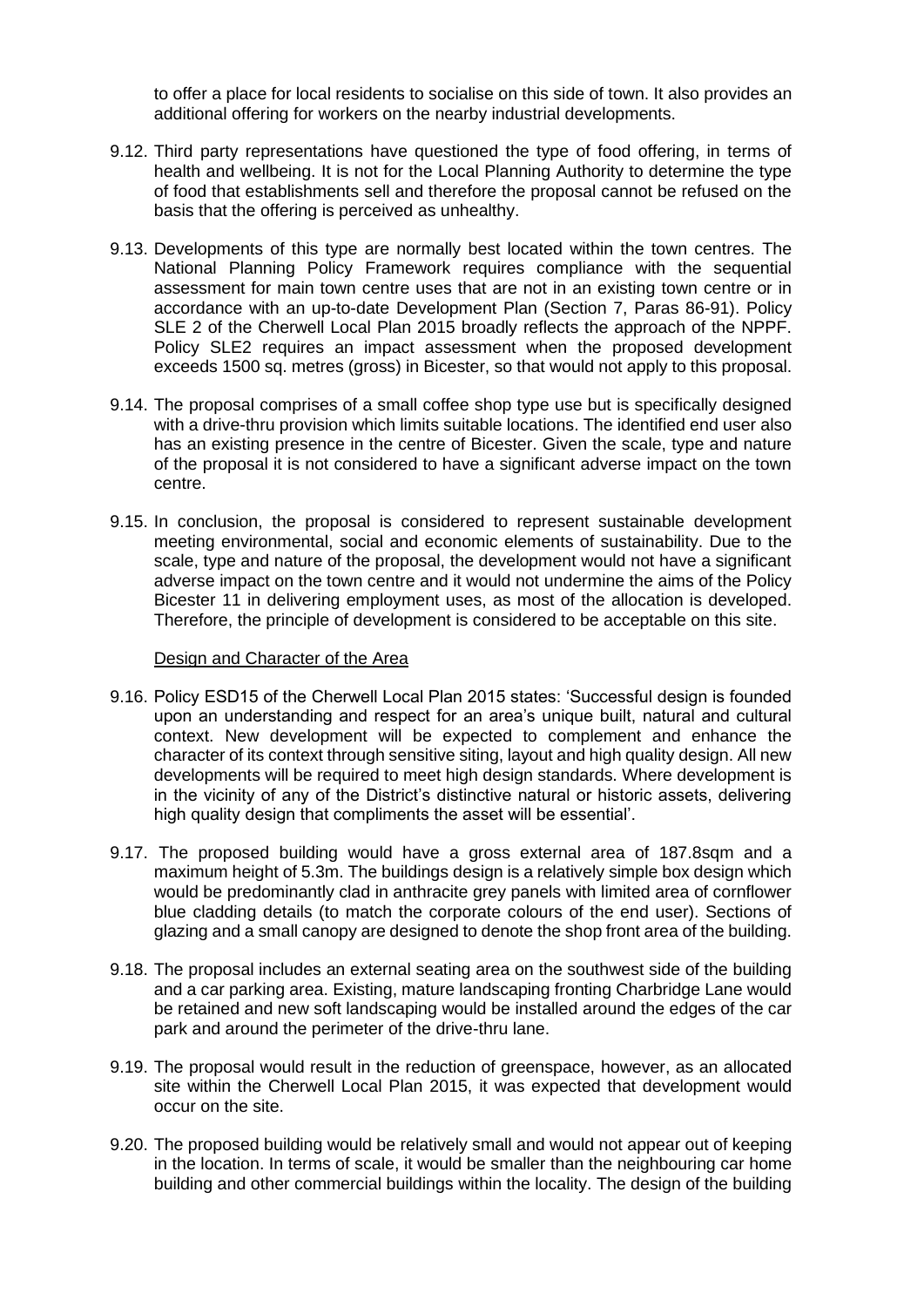to offer a place for local residents to socialise on this side of town. It also provides an additional offering for workers on the nearby industrial developments.

9.12. Third party representations have questioned the type of food offering, in terms of health and wellbeing. It is not for the Local Planning Authority to determine the type of food that establishments sell and therefore the proposal cannot be refused on the basis that the offering is perceived as unhealthy.

9.13. Developments of this type are normally best located within the town centres. The National Planning Policy Framework requires compliance with the sequential assessment for main town centre uses that are not in an existing town centre or in accordance with an up-to-date Development Plan (Section 7, Paras 86-91). Policy SLE 2 of the Cherwell Local Plan 2015 broadly reflects the approach of the NPPF. Policy SLE2 requires an impact assessment when the proposed development exceeds 1500 sq. metres (gross) in Bicester, so that would not apply to this proposal.

9.14. The proposal comprises of a small coffee shop type use but is specifically designed with a drive-thru provision which limits suitable locations. The identified end user also has an existing presence in the centre of Bicester. Given the scale, type and nature of the proposal it is not considered to have a significant adverse impact on the town centre.

9.15. In conclusion, the proposal is considered to represent sustainable development meeting environmental, social and economic elements of sustainability. Due to the scale, type and nature of the proposal, the development would not have a significant adverse impact on the town centre and it would not undermine the aims of the Policy Bicester 11 in delivering employment uses, as most of the allocation is developed. Therefore, the principle of development is considered to be acceptable on this site.

Design and Character of the Area

9.16. Policy ESD15 of the Cherwell Local Plan 2015 states: 'Successful design is founded upon an understanding and respect for an area's unique built, natural and cultural context. New development will be expected to complement and enhance the character of its context through sensitive siting, layout and high quality design. All new developments will be required to meet high design standards. Where development is in the vicinity of any of the District's distinctive natural or historic assets, delivering high quality design that compliments the asset will be essential'.

9.17. The proposed building would have a gross external area of 187.8sqm and a maximum height of 5.3m. The buildings design is a relatively simple box design which would be predominantly clad in anthracite grey panels with limited area of cornflower blue cladding details (to match the corporate colours of the end user). Sections of glazing and a small canopy are designed to denote the shop front area of the building.

9.18. The proposal includes an external seating area on the southwest side of the building and a car parking area. Existing, mature landscaping fronting Charbridge Lane would be retained and new soft landscaping would be installed around the edges of the car park and around the perimeter of the drive-thru lane.

9.19. The proposal would result in the reduction of greenspace, however, as an allocated site within the Cherwell Local Plan 2015, it was expected that development would occur on the site.

9.20. The proposed building would be relatively small and would not appear out of keeping in the location. In terms of scale, it would be smaller than the neighbouring car home building and other commercial buildings within the locality. The design of the building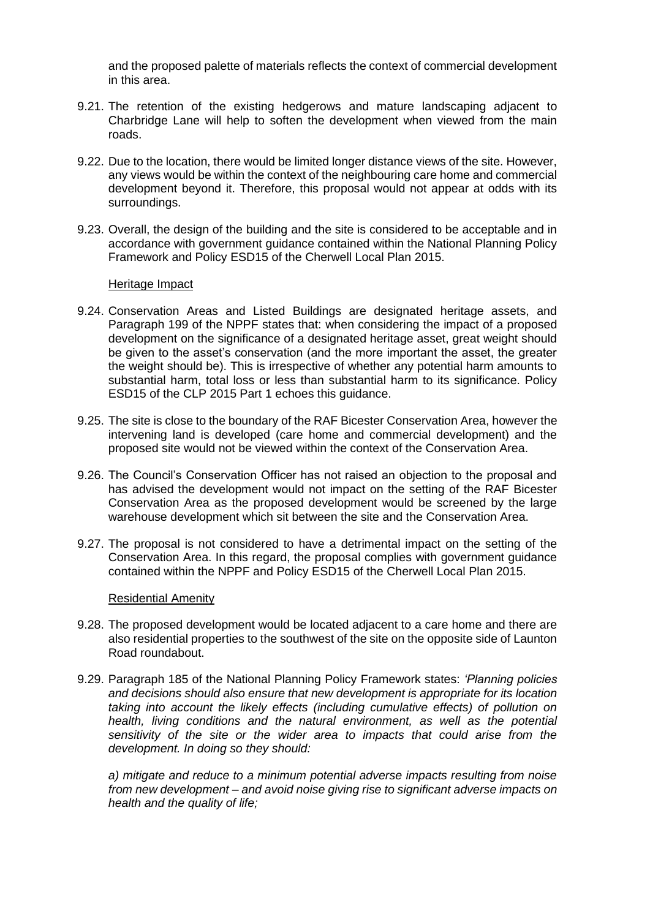and the proposed palette of materials reflects the context of commercial development in this area.

9.21. The retention of the existing hedgerows and mature landscaping adjacent to Charbridge Lane will help to soften the development when viewed from the main roads.

9.22. Due to the location, there would be limited longer distance views of the site. However, any views would be within the context of the neighbouring care home and commercial development beyond it. Therefore, this proposal would not appear at odds with its surroundings.

9.23. Overall, the design of the building and the site is considered to be acceptable and in accordance with government guidance contained within the National Planning Policy Framework and Policy ESD15 of the Cherwell Local Plan 2015.

Heritage Impact

9.24. Conservation Areas and Listed Buildings are designated heritage assets, and Paragraph 199 of the NPPF states that: when considering the impact of a proposed development on the significance of a designated heritage asset, great weight should be given to the asset's conservation (and the more important the asset, the greater the weight should be). This is irrespective of whether any potential harm amounts to substantial harm, total loss or less than substantial harm to its significance. Policy ESD15 of the CLP 2015 Part 1 echoes this guidance.

9.25. The site is close to the boundary of the RAF Bicester Conservation Area, however the intervening land is developed (care home and commercial development) and the proposed site would not be viewed within the context of the Conservation Area.

9.26. The Council's Conservation Officer has not raised an objection to the proposal and has advised the development would not impact on the setting of the RAF Bicester Conservation Area as the proposed development would be screened by the large warehouse development which sit between the site and the Conservation Area.

9.27. The proposal is not considered to have a detrimental impact on the setting of the Conservation Area. In this regard, the proposal complies with government guidance contained within the NPPF and Policy ESD15 of the Cherwell Local Plan 2015.

Residential Amenity

9.28. The proposed development would be located adjacent to a care home and there are also residential properties to the southwest of the site on the opposite side of Launton Road roundabout.

9.29. Paragraph 185 of the National Planning Policy Framework states: *'Planning policies and decisions should also ensure that new development is appropriate for its location taking into account the likely effects (including cumulative effects) of pollution on health, living conditions and the natural environment, as well as the potential sensitivity of the site or the wider area to impacts that could arise from the development. In doing so they should:*

*a) mitigate and reduce to a minimum potential adverse impacts resulting from noise from new development – and avoid noise giving rise to significant adverse impacts on health and the quality of life;*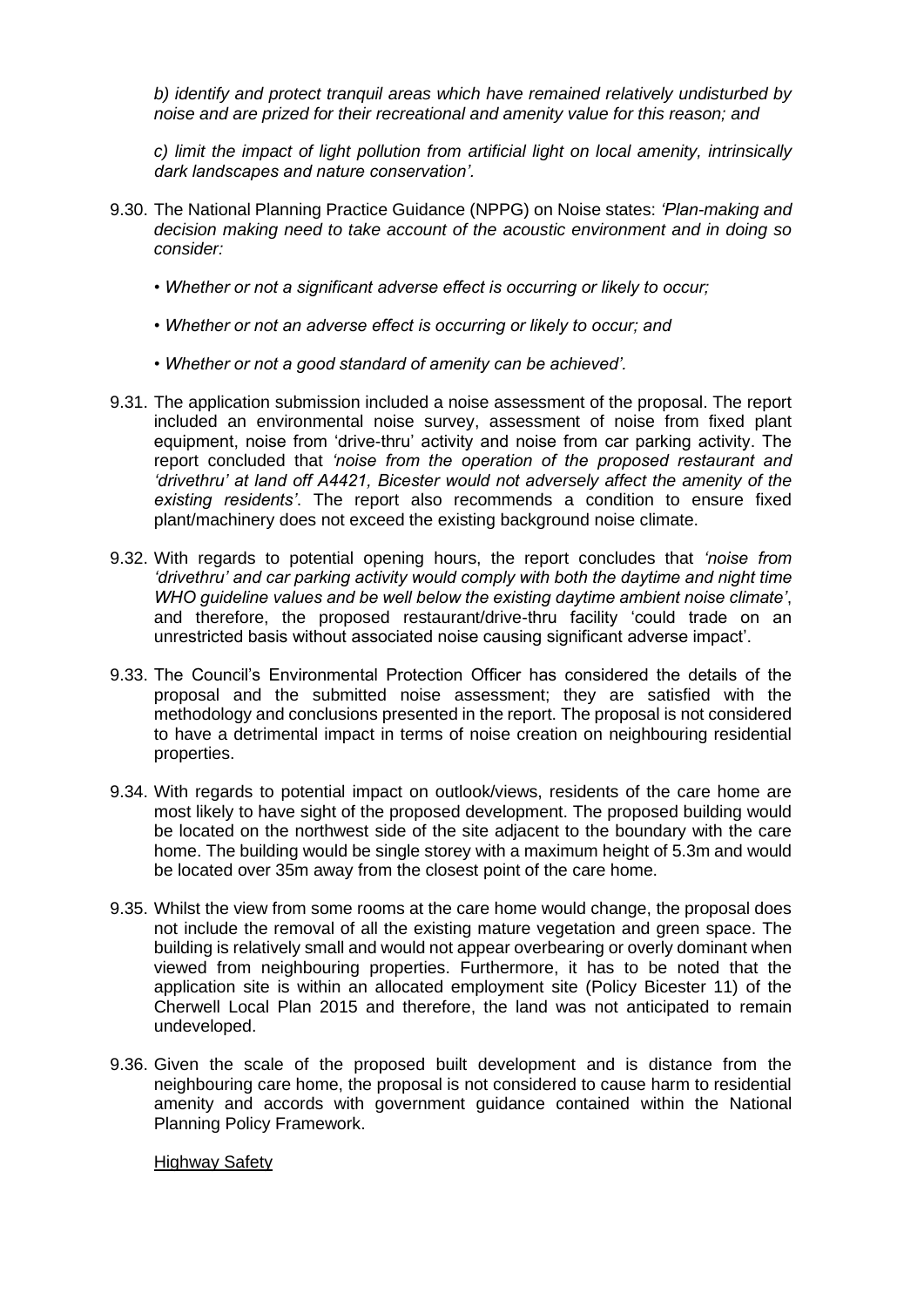*b) identify and protect tranquil areas which have remained relatively undisturbed by noise and are prized for their recreational and amenity value for this reason; and*

*c) limit the impact of light pollution from artificial light on local amenity, intrinsically dark landscapes and nature conservation'.*

9.30. The National Planning Practice Guidance (NPPG) on Noise states: *'Plan-making and decision making need to take account of the acoustic environment and in doing so consider:*

- *Whether or not a significant adverse effect is occurring or likely to occur;*
- *Whether or not an adverse effect is occurring or likely to occur; and*
- *Whether or not a good standard of amenity can be achieved'.*

9.31. The application submission included a noise assessment of the proposal. The report included an environmental noise survey, assessment of noise from fixed plant equipment, noise from 'drive-thru' activity and noise from car parking activity. The report concluded that *'noise from the operation of the proposed restaurant and 'drivethru' at land off A4421, Bicester would not adversely affect the amenity of the existing residents'*. The report also recommends a condition to ensure fixed plant/machinery does not exceed the existing background noise climate.

9.32. With regards to potential opening hours, the report concludes that *'noise from 'drivethru' and car parking activity would comply with both the daytime and night time WHO guideline values and be well below the existing daytime ambient noise climate'*, and therefore, the proposed restaurant/drive-thru facility 'could trade on an unrestricted basis without associated noise causing significant adverse impact'.

9.33. The Council's Environmental Protection Officer has considered the details of the proposal and the submitted noise assessment; they are satisfied with the methodology and conclusions presented in the report. The proposal is not considered to have a detrimental impact in terms of noise creation on neighbouring residential properties.

9.34. With regards to potential impact on outlook/views, residents of the care home are most likely to have sight of the proposed development. The proposed building would be located on the northwest side of the site adjacent to the boundary with the care home. The building would be single storey with a maximum height of 5.3m and would be located over 35m away from the closest point of the care home.

9.35. Whilst the view from some rooms at the care home would change, the proposal does not include the removal of all the existing mature vegetation and green space. The building is relatively small and would not appear overbearing or overly dominant when viewed from neighbouring properties. Furthermore, it has to be noted that the application site is within an allocated employment site (Policy Bicester 11) of the Cherwell Local Plan 2015 and therefore, the land was not anticipated to remain undeveloped.

9.36. Given the scale of the proposed built development and is distance from the neighbouring care home, the proposal is not considered to cause harm to residential amenity and accords with government guidance contained within the National Planning Policy Framework.

### Highway Safety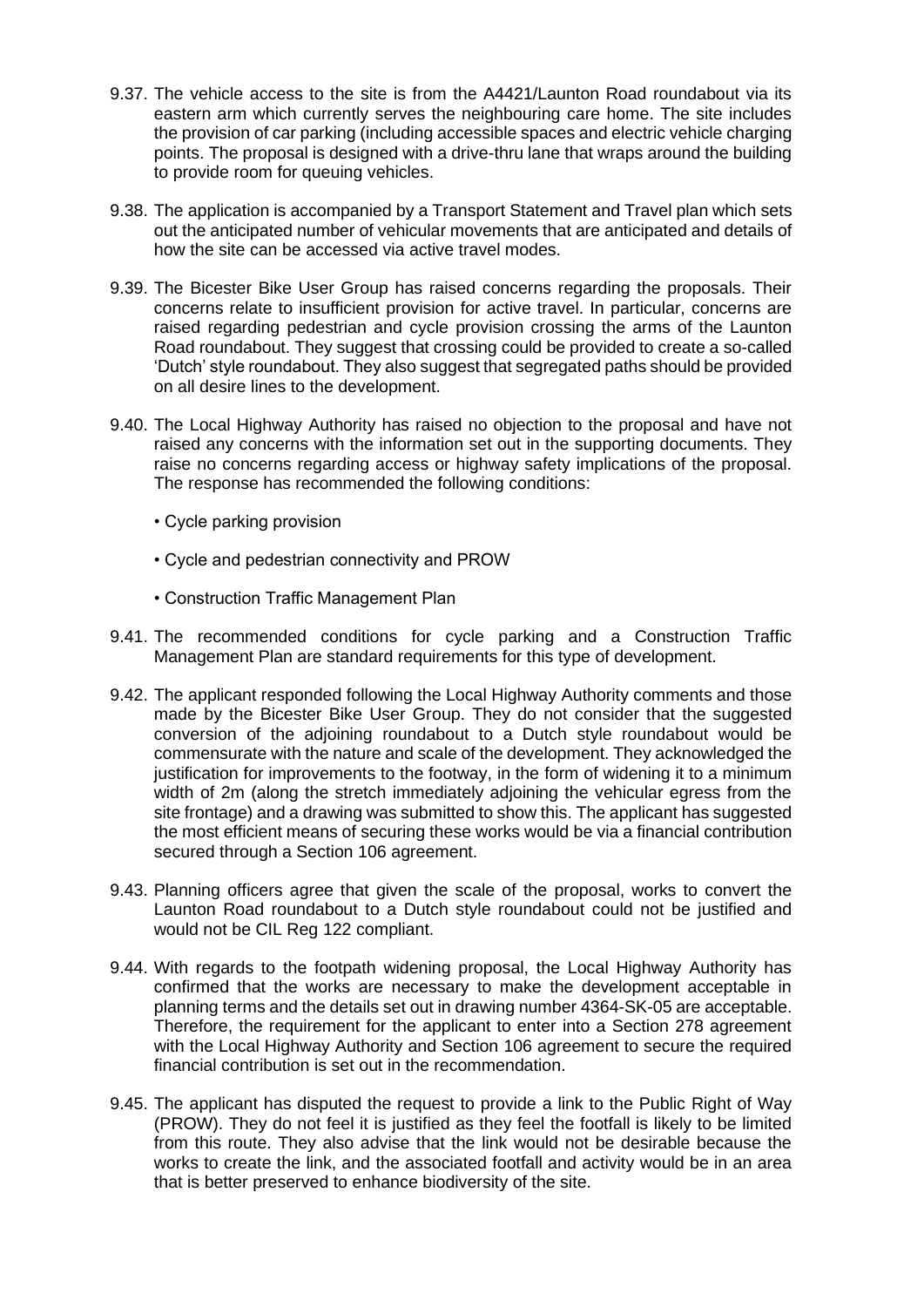9.37. The vehicle access to the site is from the A4421/Launton Road roundabout via its eastern arm which currently serves the neighbouring care home. The site includes the provision of car parking (including accessible spaces and electric vehicle charging points. The proposal is designed with a drive-thru lane that wraps around the building to provide room for queuing vehicles.

9.38. The application is accompanied by a Transport Statement and Travel plan which sets out the anticipated number of vehicular movements that are anticipated and details of how the site can be accessed via active travel modes.

9.39. The Bicester Bike User Group has raised concerns regarding the proposals. Their concerns relate to insufficient provision for active travel. In particular, concerns are raised regarding pedestrian and cycle provision crossing the arms of the Launton Road roundabout. They suggest that crossing could be provided to create a so-called 'Dutch' style roundabout. They also suggest that segregated paths should be provided on all desire lines to the development.

9.40. The Local Highway Authority has raised no objection to the proposal and have not raised any concerns with the information set out in the supporting documents. They raise no concerns regarding access or highway safety implications of the proposal. The response has recommended the following conditions:

- Cycle parking provision
- Cycle and pedestrian connectivity and PROW
- Construction Traffic Management Plan

9.41. The recommended conditions for cycle parking and a Construction Traffic Management Plan are standard requirements for this type of development.

9.42. The applicant responded following the Local Highway Authority comments and those made by the Bicester Bike User Group. They do not consider that the suggested conversion of the adjoining roundabout to a Dutch style roundabout would be commensurate with the nature and scale of the development. They acknowledged the justification for improvements to the footway, in the form of widening it to a minimum width of 2m (along the stretch immediately adjoining the vehicular egress from the site frontage) and a drawing was submitted to show this. The applicant has suggested the most efficient means of securing these works would be via a financial contribution secured through a Section 106 agreement.

9.43. Planning officers agree that given the scale of the proposal, works to convert the Launton Road roundabout to a Dutch style roundabout could not be justified and would not be CIL Reg 122 compliant.

9.44. With regards to the footpath widening proposal, the Local Highway Authority has confirmed that the works are necessary to make the development acceptable in planning terms and the details set out in drawing number 4364-SK-05 are acceptable. Therefore, the requirement for the applicant to enter into a Section 278 agreement with the Local Highway Authority and Section 106 agreement to secure the required financial contribution is set out in the recommendation.

9.45. The applicant has disputed the request to provide a link to the Public Right of Way (PROW). They do not feel it is justified as they feel the footfall is likely to be limited from this route. They also advise that the link would not be desirable because the works to create the link, and the associated footfall and activity would be in an area that is better preserved to enhance biodiversity of the site.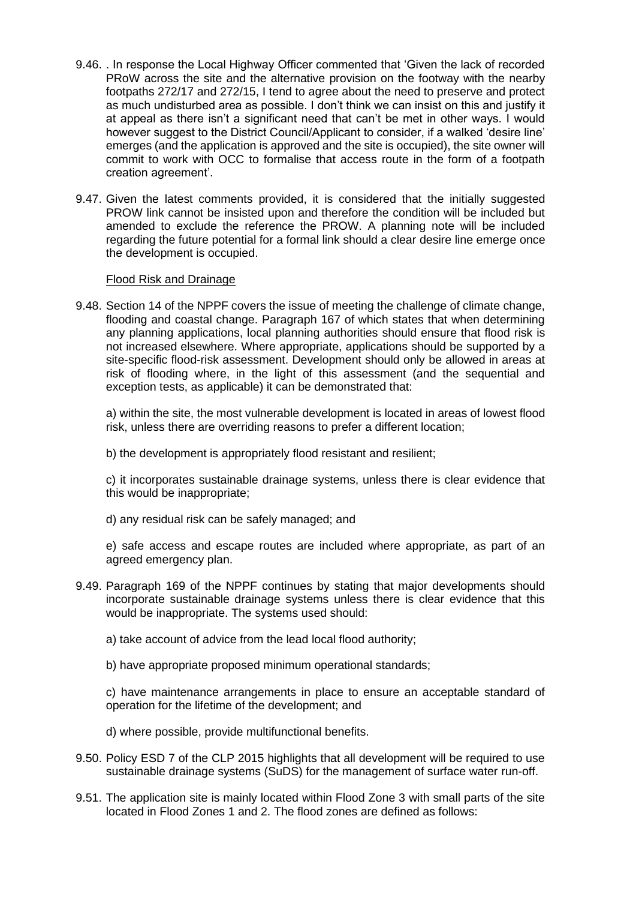9.46. . In response the Local Highway Officer commented that 'Given the lack of recorded PRoW across the site and the alternative provision on the footway with the nearby footpaths 272/17 and 272/15, I tend to agree about the need to preserve and protect as much undisturbed area as possible. I don't think we can insist on this and justify it at appeal as there isn't a significant need that can't be met in other ways. I would however suggest to the District Council/Applicant to consider, if a walked 'desire line' emerges (and the application is approved and the site is occupied), the site owner will commit to work with OCC to formalise that access route in the form of a footpath creation agreement'.

9.47. Given the latest comments provided, it is considered that the initially suggested PROW link cannot be insisted upon and therefore the condition will be included but amended to exclude the reference the PROW. A planning note will be included regarding the future potential for a formal link should a clear desire line emerge once the development is occupied.

Flood Risk and Drainage

9.48. Section 14 of the NPPF covers the issue of meeting the challenge of climate change, flooding and coastal change. Paragraph 167 of which states that when determining any planning applications, local planning authorities should ensure that flood risk is not increased elsewhere. Where appropriate, applications should be supported by a site-specific flood-risk assessment. Development should only be allowed in areas at risk of flooding where, in the light of this assessment (and the sequential and exception tests, as applicable) it can be demonstrated that:

a) within the site, the most vulnerable development is located in areas of lowest flood risk, unless there are overriding reasons to prefer a different location;

b) the development is appropriately flood resistant and resilient;

c) it incorporates sustainable drainage systems, unless there is clear evidence that this would be inappropriate;

d) any residual risk can be safely managed; and

e) safe access and escape routes are included where appropriate, as part of an agreed emergency plan.

9.49. Paragraph 169 of the NPPF continues by stating that major developments should incorporate sustainable drainage systems unless there is clear evidence that this would be inappropriate. The systems used should:

a) take account of advice from the lead local flood authority;

b) have appropriate proposed minimum operational standards;

c) have maintenance arrangements in place to ensure an acceptable standard of operation for the lifetime of the development; and

d) where possible, provide multifunctional benefits.

9.50. Policy ESD 7 of the CLP 2015 highlights that all development will be required to use sustainable drainage systems (SuDS) for the management of surface water run-off.

9.51. The application site is mainly located within Flood Zone 3 with small parts of the site located in Flood Zones 1 and 2. The flood zones are defined as follows: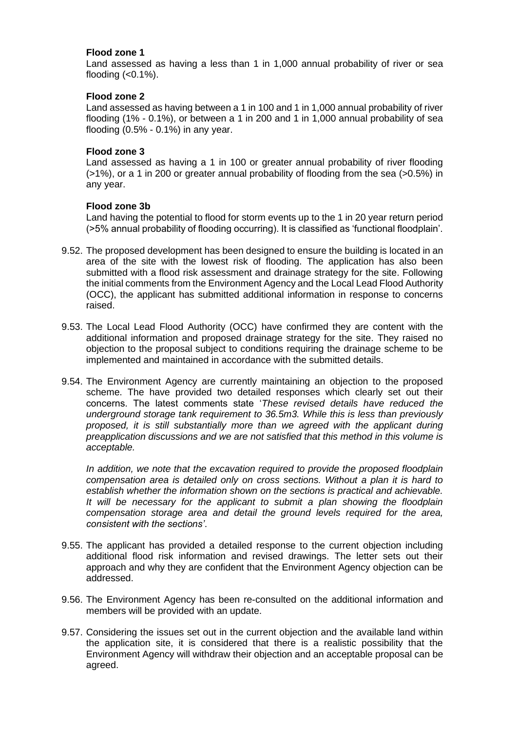**Flood zone 1**

Land assessed as having a less than 1 in 1,000 annual probability of river or sea flooding (<0.1%).

**Flood zone 2**

Land assessed as having between a 1 in 100 and 1 in 1,000 annual probability of river flooding (1% - 0.1%), or between a 1 in 200 and 1 in 1,000 annual probability of sea flooding (0.5% - 0.1%) in any year.

**Flood zone 3**

Land assessed as having a 1 in 100 or greater annual probability of river flooding (>1%), or a 1 in 200 or greater annual probability of flooding from the sea (>0.5%) in any year.

**Flood zone 3b**

Land having the potential to flood for storm events up to the 1 in 20 year return period (>5% annual probability of flooding occurring). It is classified as 'functional floodplain'.

9.52. The proposed development has been designed to ensure the building is located in an area of the site with the lowest risk of flooding. The application has also been submitted with a flood risk assessment and drainage strategy for the site. Following the initial comments from the Environment Agency and the Local Lead Flood Authority (OCC), the applicant has submitted additional information in response to concerns raised.

9.53. The Local Lead Flood Authority (OCC) have confirmed they are content with the additional information and proposed drainage strategy for the site. They raised no objection to the proposal subject to conditions requiring the drainage scheme to be implemented and maintained in accordance with the submitted details.

9.54. The Environment Agency are currently maintaining an objection to the proposed scheme. The have provided two detailed responses which clearly set out their concerns. The latest comments state '*These revised details have reduced the underground storage tank requirement to 36.5m3. While this is less than previously proposed, it is still substantially more than we agreed with the applicant during preapplication discussions and we are not satisfied that this method in this volume is acceptable.*

*In addition, we note that the excavation required to provide the proposed floodplain compensation area is detailed only on cross sections. Without a plan it is hard to establish whether the information shown on the sections is practical and achievable. It will be necessary for the applicant to submit a plan showing the floodplain compensation storage area and detail the ground levels required for the area, consistent with the sections'*.

9.55. The applicant has provided a detailed response to the current objection including additional flood risk information and revised drawings. The letter sets out their approach and why they are confident that the Environment Agency objection can be addressed.

9.56. The Environment Agency has been re-consulted on the additional information and members will be provided with an update.

9.57. Considering the issues set out in the current objection and the available land within the application site, it is considered that there is a realistic possibility that the Environment Agency will withdraw their objection and an acceptable proposal can be agreed.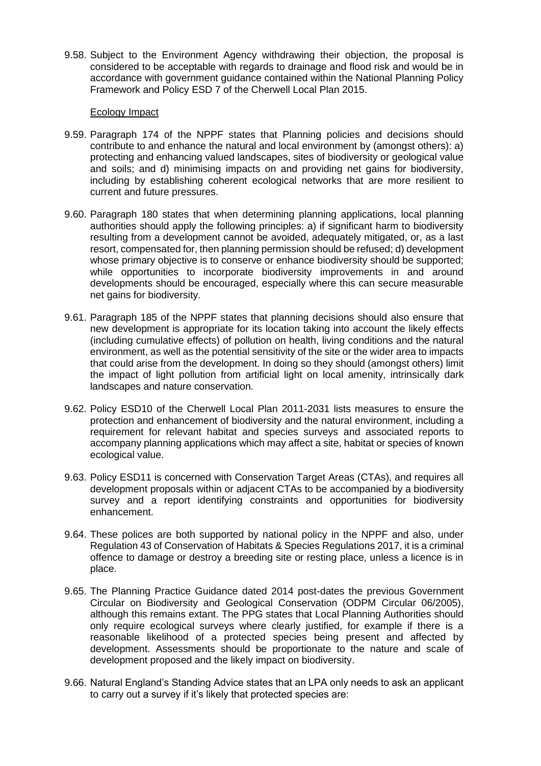9.58. Subject to the Environment Agency withdrawing their objection, the proposal is considered to be acceptable with regards to drainage and flood risk and would be in accordance with government guidance contained within the National Planning Policy Framework and Policy ESD 7 of the Cherwell Local Plan 2015.

### Ecology Impact

9.59. Paragraph 174 of the NPPF states that Planning policies and decisions should contribute to and enhance the natural and local environment by (amongst others): a) protecting and enhancing valued landscapes, sites of biodiversity or geological value and soils; and d) minimising impacts on and providing net gains for biodiversity, including by establishing coherent ecological networks that are more resilient to current and future pressures.

9.60. Paragraph 180 states that when determining planning applications, local planning authorities should apply the following principles: a) if significant harm to biodiversity resulting from a development cannot be avoided, adequately mitigated, or, as a last resort, compensated for, then planning permission should be refused; d) development whose primary objective is to conserve or enhance biodiversity should be supported; while opportunities to incorporate biodiversity improvements in and around developments should be encouraged, especially where this can secure measurable net gains for biodiversity.

9.61. Paragraph 185 of the NPPF states that planning decisions should also ensure that new development is appropriate for its location taking into account the likely effects (including cumulative effects) of pollution on health, living conditions and the natural environment, as well as the potential sensitivity of the site or the wider area to impacts that could arise from the development. In doing so they should (amongst others) limit the impact of light pollution from artificial light on local amenity, intrinsically dark landscapes and nature conservation.

9.62. Policy ESD10 of the Cherwell Local Plan 2011-2031 lists measures to ensure the protection and enhancement of biodiversity and the natural environment, including a requirement for relevant habitat and species surveys and associated reports to accompany planning applications which may affect a site, habitat or species of known ecological value.

9.63. Policy ESD11 is concerned with Conservation Target Areas (CTAs), and requires all development proposals within or adjacent CTAs to be accompanied by a biodiversity survey and a report identifying constraints and opportunities for biodiversity enhancement.

9.64. These polices are both supported by national policy in the NPPF and also, under Regulation 43 of Conservation of Habitats & Species Regulations 2017, it is a criminal offence to damage or destroy a breeding site or resting place, unless a licence is in place.

9.65. The Planning Practice Guidance dated 2014 post-dates the previous Government Circular on Biodiversity and Geological Conservation (ODPM Circular 06/2005), although this remains extant. The PPG states that Local Planning Authorities should only require ecological surveys where clearly justified, for example if there is a reasonable likelihood of a protected species being present and affected by development. Assessments should be proportionate to the nature and scale of development proposed and the likely impact on biodiversity.

9.66. Natural England's Standing Advice states that an LPA only needs to ask an applicant to carry out a survey if it's likely that protected species are: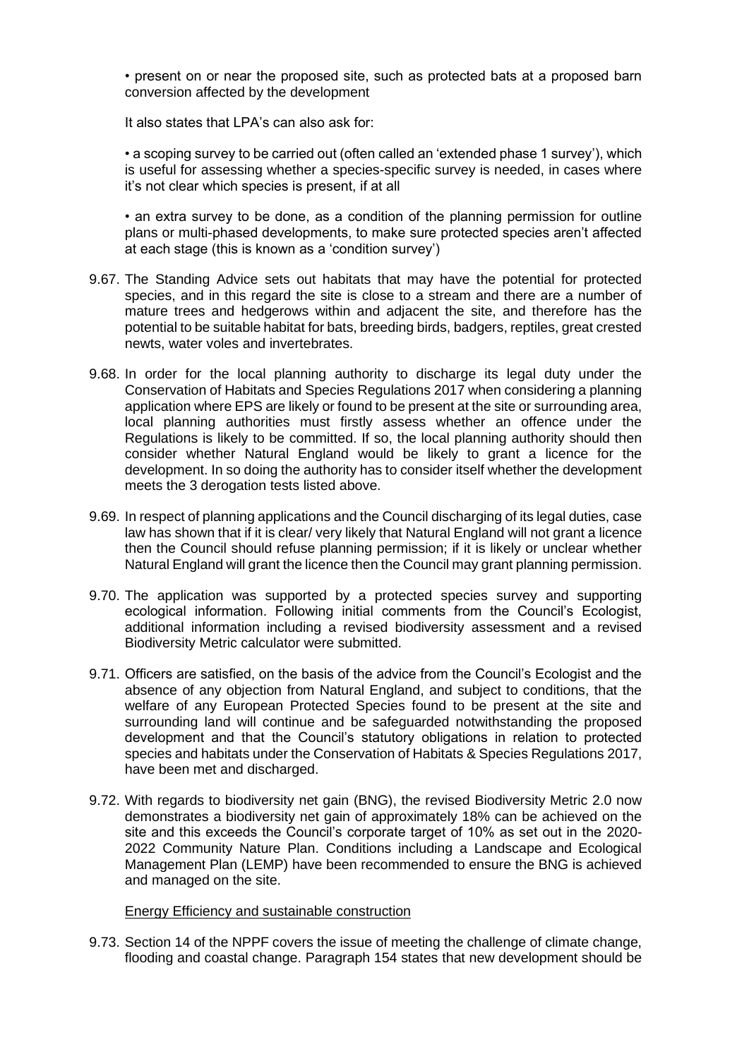• present on or near the proposed site, such as protected bats at a proposed barn conversion affected by the development

It also states that LPA's can also ask for:

• a scoping survey to be carried out (often called an 'extended phase 1 survey'), which is useful for assessing whether a species-specific survey is needed, in cases where it's not clear which species is present, if at all

• an extra survey to be done, as a condition of the planning permission for outline plans or multi-phased developments, to make sure protected species aren't affected at each stage (this is known as a 'condition survey')

9.67. The Standing Advice sets out habitats that may have the potential for protected species, and in this regard the site is close to a stream and there are a number of mature trees and hedgerows within and adjacent the site, and therefore has the potential to be suitable habitat for bats, breeding birds, badgers, reptiles, great crested newts, water voles and invertebrates.

9.68. In order for the local planning authority to discharge its legal duty under the Conservation of Habitats and Species Regulations 2017 when considering a planning application where EPS are likely or found to be present at the site or surrounding area, local planning authorities must firstly assess whether an offence under the Regulations is likely to be committed. If so, the local planning authority should then consider whether Natural England would be likely to grant a licence for the development. In so doing the authority has to consider itself whether the development meets the 3 derogation tests listed above.

9.69. In respect of planning applications and the Council discharging of its legal duties, case law has shown that if it is clear/ very likely that Natural England will not grant a licence then the Council should refuse planning permission; if it is likely or unclear whether Natural England will grant the licence then the Council may grant planning permission.

9.70. The application was supported by a protected species survey and supporting ecological information. Following initial comments from the Council's Ecologist, additional information including a revised biodiversity assessment and a revised Biodiversity Metric calculator were submitted.

9.71. Officers are satisfied, on the basis of the advice from the Council's Ecologist and the absence of any objection from Natural England, and subject to conditions, that the welfare of any European Protected Species found to be present at the site and surrounding land will continue and be safeguarded notwithstanding the proposed development and that the Council's statutory obligations in relation to protected species and habitats under the Conservation of Habitats & Species Regulations 2017, have been met and discharged.

9.72. With regards to biodiversity net gain (BNG), the revised Biodiversity Metric 2.0 now demonstrates a biodiversity net gain of approximately 18% can be achieved on the site and this exceeds the Council's corporate target of 10% as set out in the 2020-2022 Community Nature Plan. Conditions including a Landscape and Ecological Management Plan (LEMP) have been recommended to ensure the BNG is achieved and managed on the site.

Energy Efficiency and sustainable construction

9.73. Section 14 of the NPPF covers the issue of meeting the challenge of climate change, flooding and coastal change. Paragraph 154 states that new development should be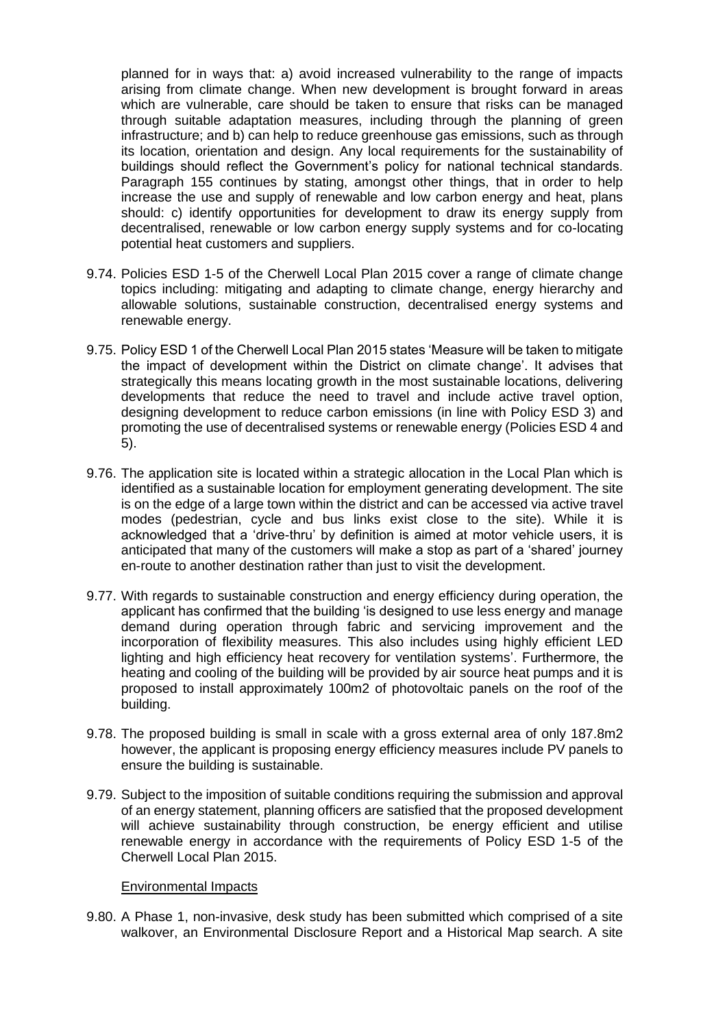planned for in ways that: a) avoid increased vulnerability to the range of impacts arising from climate change. When new development is brought forward in areas which are vulnerable, care should be taken to ensure that risks can be managed through suitable adaptation measures, including through the planning of green infrastructure; and b) can help to reduce greenhouse gas emissions, such as through its location, orientation and design. Any local requirements for the sustainability of buildings should reflect the Government's policy for national technical standards. Paragraph 155 continues by stating, amongst other things, that in order to help increase the use and supply of renewable and low carbon energy and heat, plans should: c) identify opportunities for development to draw its energy supply from decentralised, renewable or low carbon energy supply systems and for co-locating potential heat customers and suppliers.

9.74. Policies ESD 1-5 of the Cherwell Local Plan 2015 cover a range of climate change topics including: mitigating and adapting to climate change, energy hierarchy and allowable solutions, sustainable construction, decentralised energy systems and renewable energy.

9.75. Policy ESD 1 of the Cherwell Local Plan 2015 states 'Measure will be taken to mitigate the impact of development within the District on climate change'. It advises that strategically this means locating growth in the most sustainable locations, delivering developments that reduce the need to travel and include active travel option, designing development to reduce carbon emissions (in line with Policy ESD 3) and promoting the use of decentralised systems or renewable energy (Policies ESD 4 and 5).

9.76. The application site is located within a strategic allocation in the Local Plan which is identified as a sustainable location for employment generating development. The site is on the edge of a large town within the district and can be accessed via active travel modes (pedestrian, cycle and bus links exist close to the site). While it is acknowledged that a 'drive-thru' by definition is aimed at motor vehicle users, it is anticipated that many of the customers will make a stop as part of a 'shared' journey en-route to another destination rather than just to visit the development.

9.77. With regards to sustainable construction and energy efficiency during operation, the applicant has confirmed that the building 'is designed to use less energy and manage demand during operation through fabric and servicing improvement and the incorporation of flexibility measures. This also includes using highly efficient LED lighting and high efficiency heat recovery for ventilation systems'. Furthermore, the heating and cooling of the building will be provided by air source heat pumps and it is proposed to install approximately 100m2 of photovoltaic panels on the roof of the building.

9.78. The proposed building is small in scale with a gross external area of only 187.8m2 however, the applicant is proposing energy efficiency measures include PV panels to ensure the building is sustainable.

9.79. Subject to the imposition of suitable conditions requiring the submission and approval of an energy statement, planning officers are satisfied that the proposed development will achieve sustainability through construction, be energy efficient and utilise renewable energy in accordance with the requirements of Policy ESD 1-5 of the Cherwell Local Plan 2015.

Environmental Impacts

9.80. A Phase 1, non-invasive, desk study has been submitted which comprised of a site walkover, an Environmental Disclosure Report and a Historical Map search. A site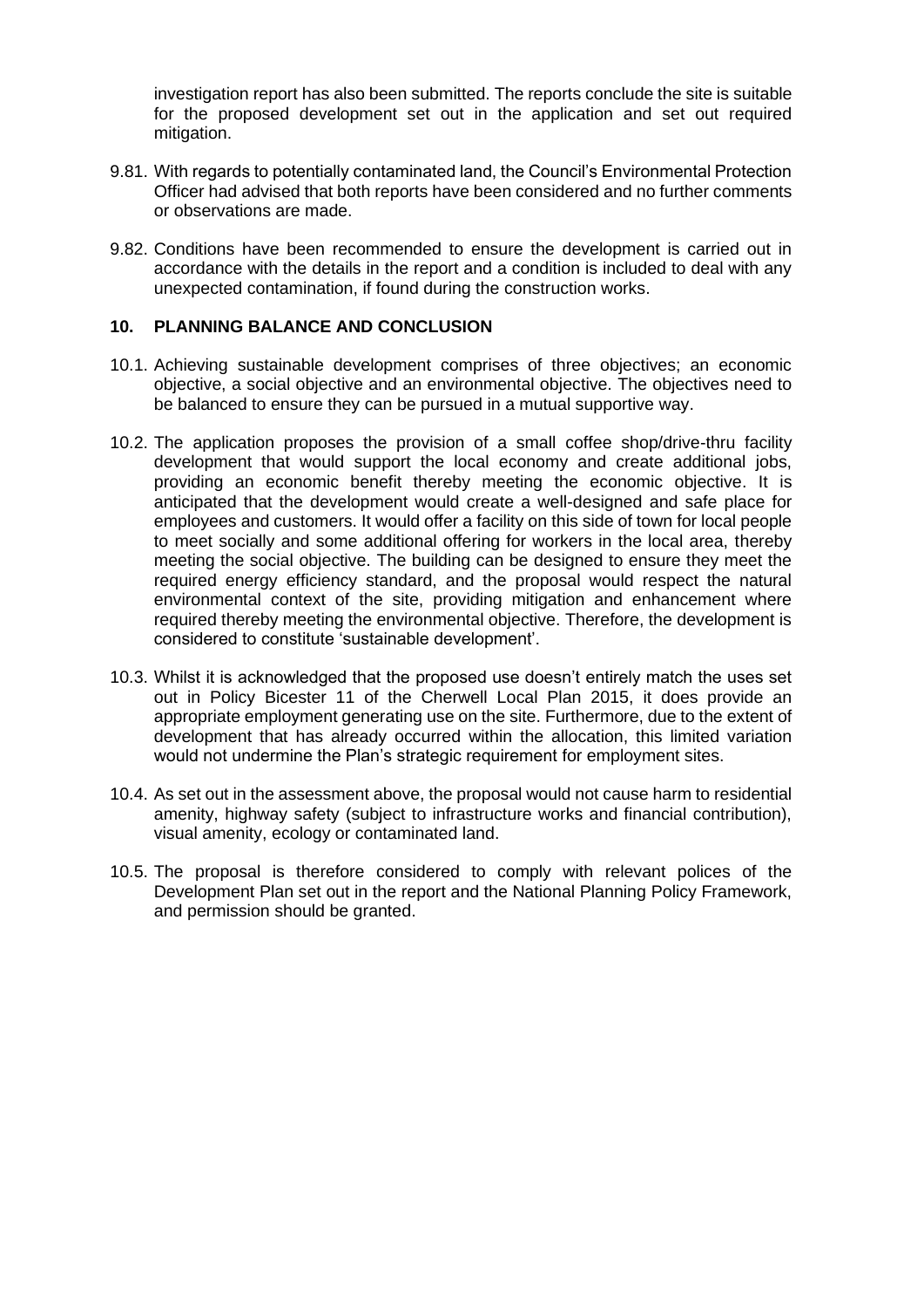investigation report has also been submitted. The reports conclude the site is suitable for the proposed development set out in the application and set out required mitigation.

9.81. With regards to potentially contaminated land, the Council's Environmental Protection Officer had advised that both reports have been considered and no further comments or observations are made.

9.82. Conditions have been recommended to ensure the development is carried out in accordance with the details in the report and a condition is included to deal with any unexpected contamination, if found during the construction works.

## 10. PLANNING BALANCE AND CONCLUSION

10.1. Achieving sustainable development comprises of three objectives; an economic objective, a social objective and an environmental objective. The objectives need to be balanced to ensure they can be pursued in a mutual supportive way.

10.2. The application proposes the provision of a small coffee shop/drive-thru facility development that would support the local economy and create additional jobs, providing an economic benefit thereby meeting the economic objective. It is anticipated that the development would create a well-designed and safe place for employees and customers. It would offer a facility on this side of town for local people to meet socially and some additional offering for workers in the local area, thereby meeting the social objective. The building can be designed to ensure they meet the required energy efficiency standard, and the proposal would respect the natural environmental context of the site, providing mitigation and enhancement where required thereby meeting the environmental objective. Therefore, the development is considered to constitute 'sustainable development'.

10.3. Whilst it is acknowledged that the proposed use doesn't entirely match the uses set out in Policy Bicester 11 of the Cherwell Local Plan 2015, it does provide an appropriate employment generating use on the site. Furthermore, due to the extent of development that has already occurred within the allocation, this limited variation would not undermine the Plan's strategic requirement for employment sites.

10.4. As set out in the assessment above, the proposal would not cause harm to residential amenity, highway safety (subject to infrastructure works and financial contribution), visual amenity, ecology or contaminated land.

10.5. The proposal is therefore considered to comply with relevant polices of the Development Plan set out in the report and the National Planning Policy Framework, and permission should be granted.